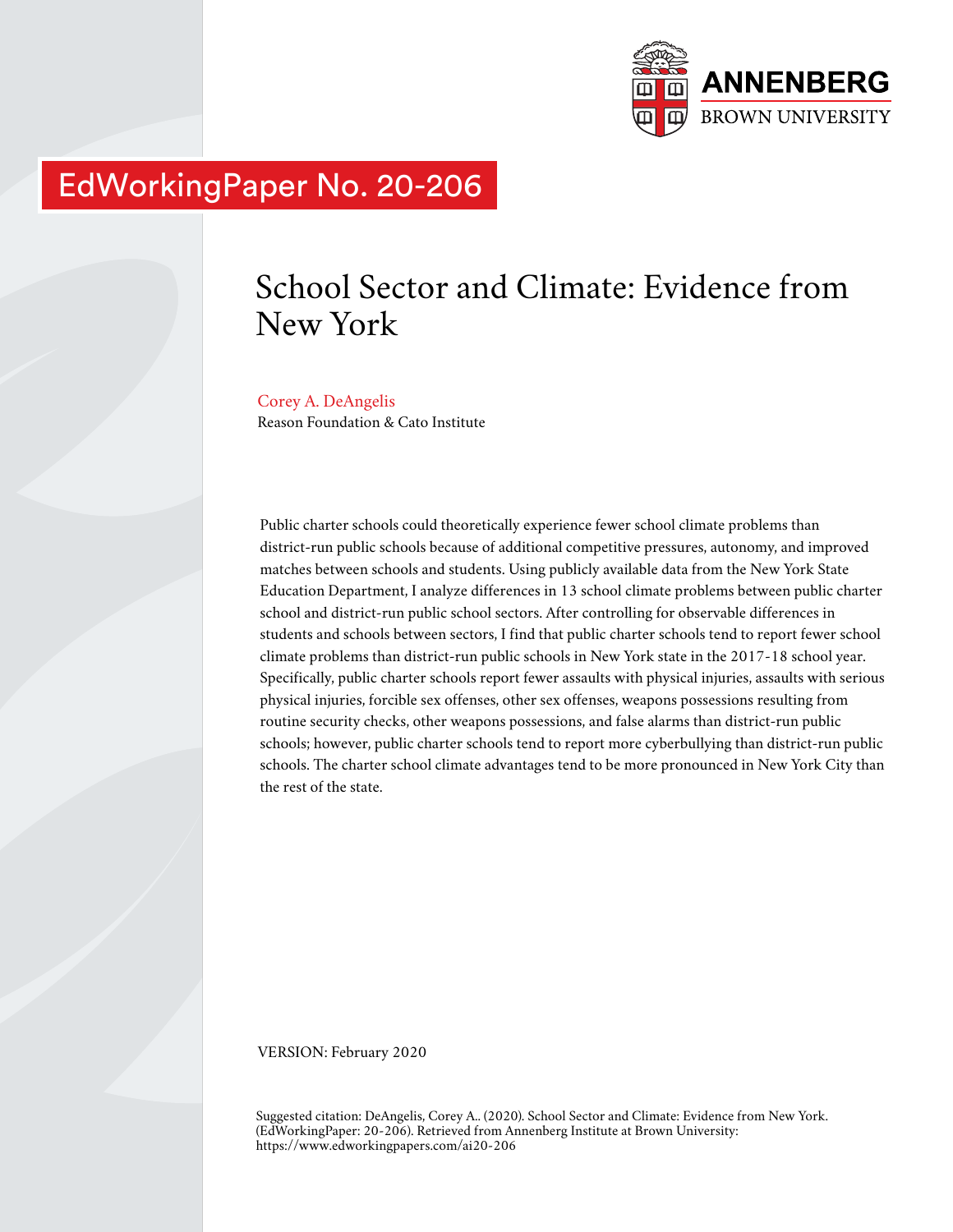ANNENBERG
BROWN UNIVERSITY

EdWorkingPaper No. 20-206

# School Sector and Climate: Evidence from New York

Corey A. DeAngelis
Reason Foundation & Cato Institute

Public charter schools could theoretically experience fewer school climate problems than district-run public schools because of additional competitive pressures, autonomy, and improved matches between schools and students. Using publicly available data from the New York State Education Department, I analyze differences in 13 school climate problems between public charter school and district-run public school sectors. After controlling for observable differences in students and schools between sectors, I find that public charter schools tend to report fewer school climate problems than district-run public schools in New York state in the 2017-18 school year. Specifically, public charter schools report fewer assaults with physical injuries, assaults with serious physical injuries, forcible sex offenses, other sex offenses, weapons possessions resulting from routine security checks, other weapons possessions, and false alarms than district-run public schools; however, public charter schools tend to report more cyberbullying than district-run public schools. The charter school climate advantages tend to be more pronounced in New York City than the rest of the state.

VERSION: February 2020

Suggested citation: DeAngelis, Corey A.. (2020). School Sector and Climate: Evidence from New York. (EdWorkingPaper: 20-206). Retrieved from Annenberg Institute at Brown University: https://www.edworkingpapers.com/ai20-206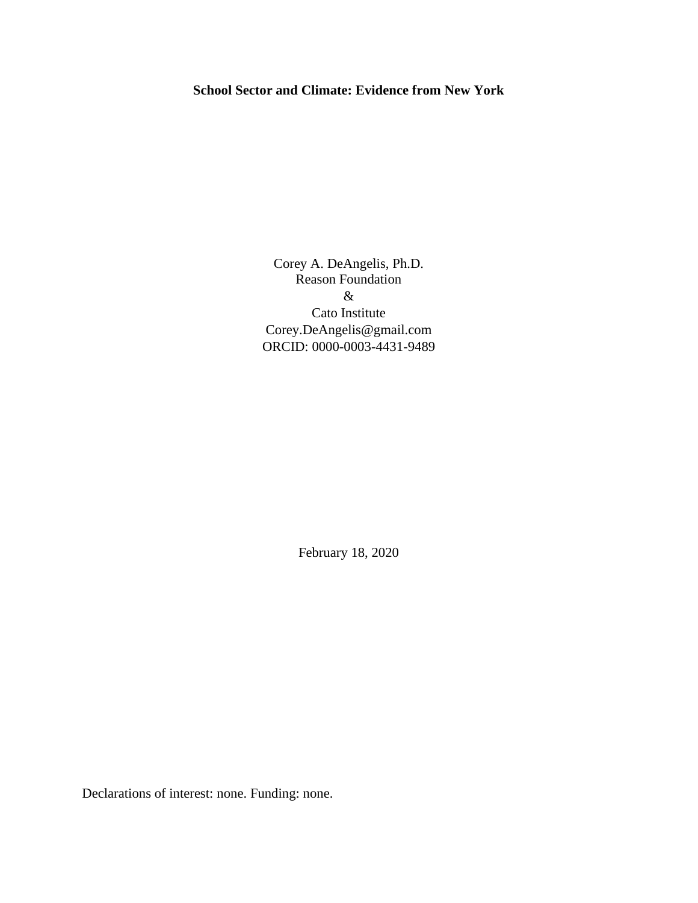**School Sector and Climate: Evidence from New York**

Corey A. DeAngelis, Ph.D.
Reason Foundation
&
Cato Institute
Corey.DeAngelis@gmail.com
ORCID: 0000-0003-4431-9489

February 18, 2020

Declarations of interest: none. Funding: none.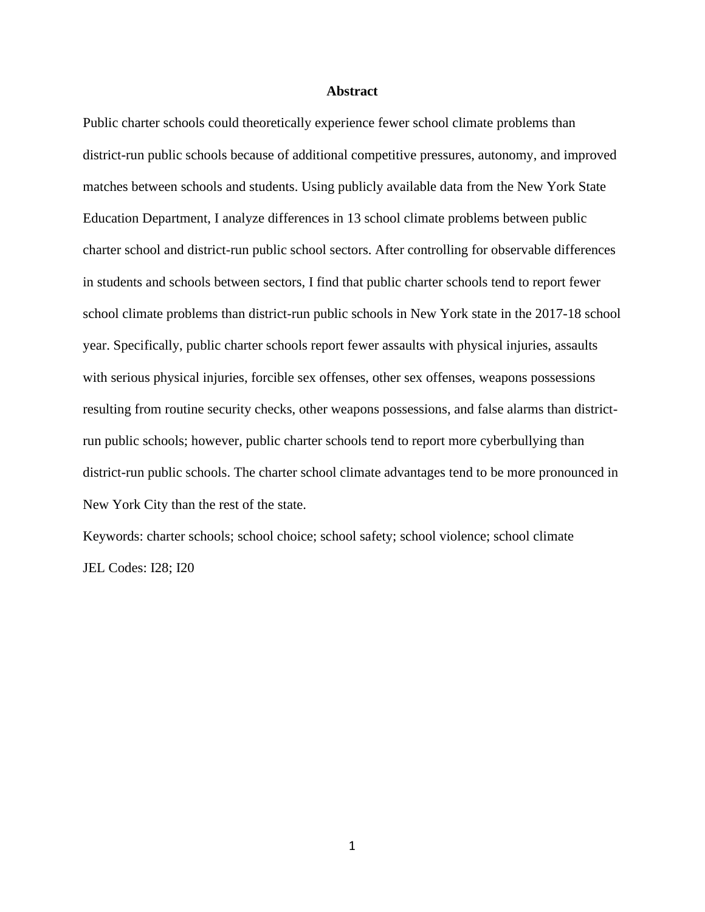## Abstract

Public charter schools could theoretically experience fewer school climate problems than district-run public schools because of additional competitive pressures, autonomy, and improved matches between schools and students. Using publicly available data from the New York State Education Department, I analyze differences in 13 school climate problems between public charter school and district-run public school sectors. After controlling for observable differences in students and schools between sectors, I find that public charter schools tend to report fewer school climate problems than district-run public schools in New York state in the 2017-18 school year. Specifically, public charter schools report fewer assaults with physical injuries, assaults with serious physical injuries, forcible sex offenses, other sex offenses, weapons possessions resulting from routine security checks, other weapons possessions, and false alarms than district-run public schools; however, public charter schools tend to report more cyberbullying than district-run public schools. The charter school climate advantages tend to be more pronounced in New York City than the rest of the state.

Keywords: charter schools; school choice; school safety; school violence; school climate

JEL Codes: I28; I20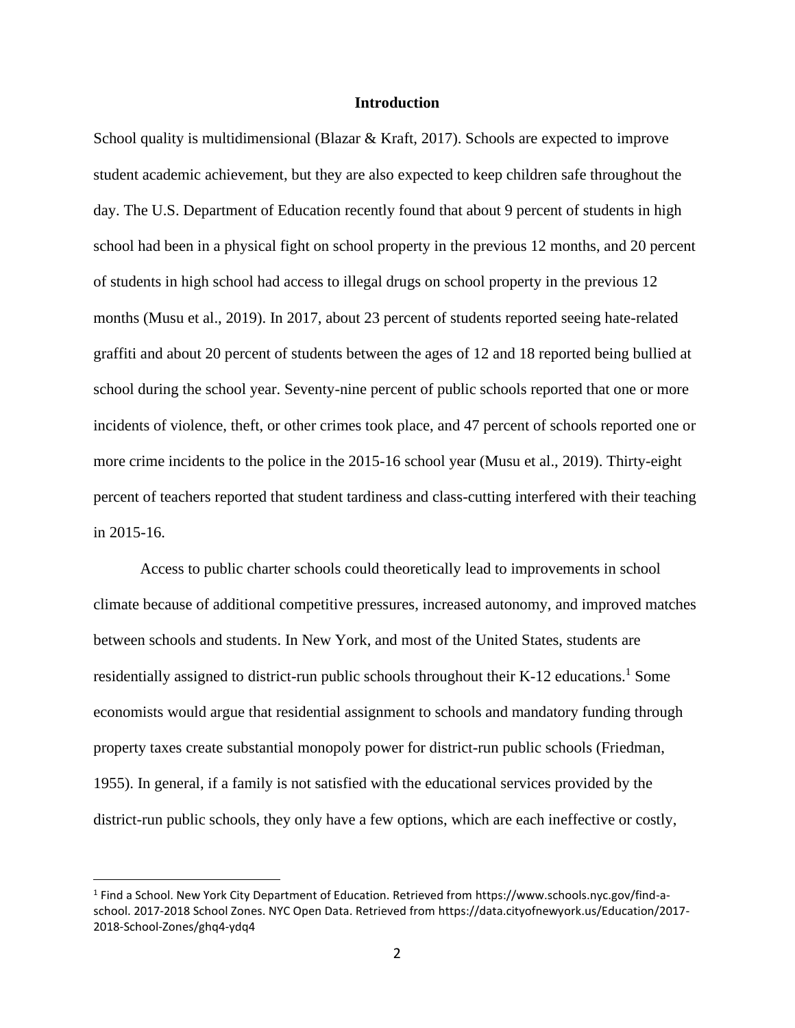## Introduction

School quality is multidimensional (Blazar & Kraft, 2017). Schools are expected to improve student academic achievement, but they are also expected to keep children safe throughout the day. The U.S. Department of Education recently found that about 9 percent of students in high school had been in a physical fight on school property in the previous 12 months, and 20 percent of students in high school had access to illegal drugs on school property in the previous 12 months (Musu et al., 2019). In 2017, about 23 percent of students reported seeing hate-related graffiti and about 20 percent of students between the ages of 12 and 18 reported being bullied at school during the school year. Seventy-nine percent of public schools reported that one or more incidents of violence, theft, or other crimes took place, and 47 percent of schools reported one or more crime incidents to the police in the 2015-16 school year (Musu et al., 2019). Thirty-eight percent of teachers reported that student tardiness and class-cutting interfered with their teaching in 2015-16.

Access to public charter schools could theoretically lead to improvements in school climate because of additional competitive pressures, increased autonomy, and improved matches between schools and students. In New York, and most of the United States, students are residentially assigned to district-run public schools throughout their K-12 educations.[1] Some economists would argue that residential assignment to schools and mandatory funding through property taxes create substantial monopoly power for district-run public schools (Friedman, 1955). In general, if a family is not satisfied with the educational services provided by the district-run public schools, they only have a few options, which are each ineffective or costly,

---

[1] Find a School. New York City Department of Education. Retrieved from https://www.schools.nyc.gov/find-a-school. 2017-2018 School Zones. NYC Open Data. Retrieved from https://data.cityofnewyork.us/Education/2017-2018-School-Zones/ghq4-ydq4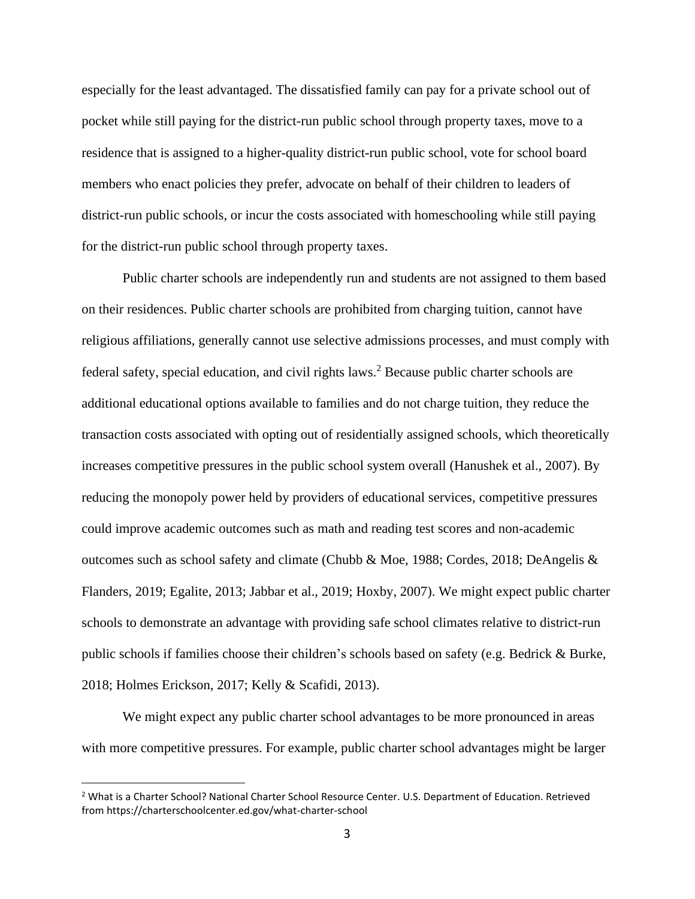especially for the least advantaged. The dissatisfied family can pay for a private school out of pocket while still paying for the district-run public school through property taxes, move to a residence that is assigned to a higher-quality district-run public school, vote for school board members who enact policies they prefer, advocate on behalf of their children to leaders of district-run public schools, or incur the costs associated with homeschooling while still paying for the district-run public school through property taxes.

Public charter schools are independently run and students are not assigned to them based on their residences. Public charter schools are prohibited from charging tuition, cannot have religious affiliations, generally cannot use selective admissions processes, and must comply with federal safety, special education, and civil rights laws.[2] Because public charter schools are additional educational options available to families and do not charge tuition, they reduce the transaction costs associated with opting out of residentially assigned schools, which theoretically increases competitive pressures in the public school system overall (Hanushek et al., 2007). By reducing the monopoly power held by providers of educational services, competitive pressures could improve academic outcomes such as math and reading test scores and non-academic outcomes such as school safety and climate (Chubb & Moe, 1988; Cordes, 2018; DeAngelis & Flanders, 2019; Egalite, 2013; Jabbar et al., 2019; Hoxby, 2007). We might expect public charter schools to demonstrate an advantage with providing safe school climates relative to district-run public schools if families choose their children's schools based on safety (e.g. Bedrick & Burke, 2018; Holmes Erickson, 2017; Kelly & Scafidi, 2013).

We might expect any public charter school advantages to be more pronounced in areas with more competitive pressures. For example, public charter school advantages might be larger

[2] What is a Charter School? National Charter School Resource Center. U.S. Department of Education. Retrieved from https://charterschoolcenter.ed.gov/what-charter-school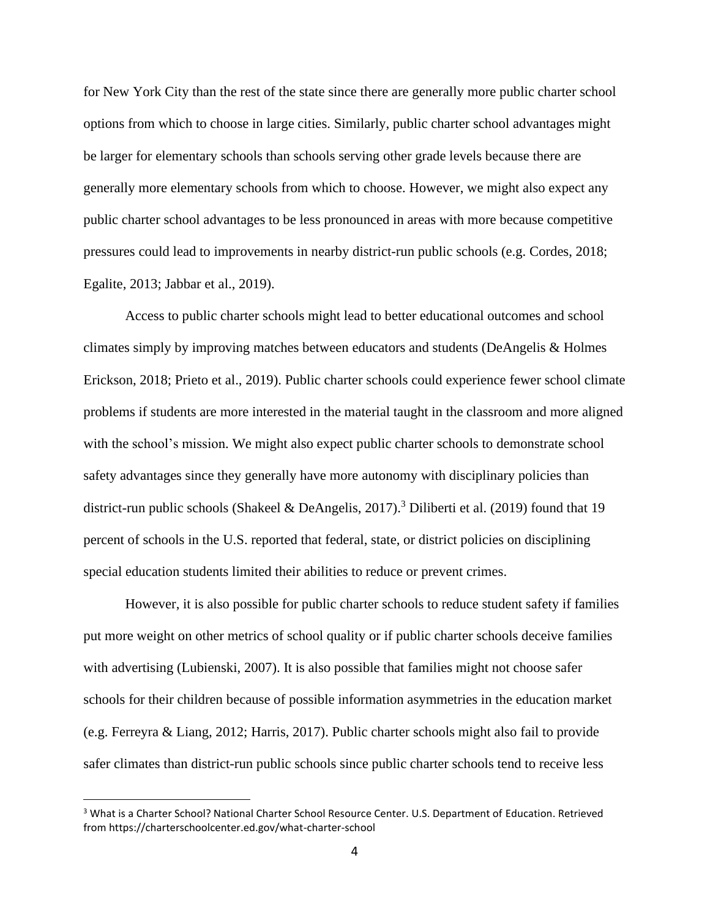for New York City than the rest of the state since there are generally more public charter school options from which to choose in large cities. Similarly, public charter school advantages might be larger for elementary schools than schools serving other grade levels because there are generally more elementary schools from which to choose. However, we might also expect any public charter school advantages to be less pronounced in areas with more because competitive pressures could lead to improvements in nearby district-run public schools (e.g. Cordes, 2018; Egalite, 2013; Jabbar et al., 2019).

Access to public charter schools might lead to better educational outcomes and school climates simply by improving matches between educators and students (DeAngelis & Holmes Erickson, 2018; Prieto et al., 2019). Public charter schools could experience fewer school climate problems if students are more interested in the material taught in the classroom and more aligned with the school's mission. We might also expect public charter schools to demonstrate school safety advantages since they generally have more autonomy with disciplinary policies than district-run public schools (Shakeel & DeAngelis, 2017).[3] Diliberti et al. (2019) found that 19 percent of schools in the U.S. reported that federal, state, or district policies on disciplining special education students limited their abilities to reduce or prevent crimes.

However, it is also possible for public charter schools to reduce student safety if families put more weight on other metrics of school quality or if public charter schools deceive families with advertising (Lubienski, 2007). It is also possible that families might not choose safer schools for their children because of possible information asymmetries in the education market (e.g. Ferreyra & Liang, 2012; Harris, 2017). Public charter schools might also fail to provide safer climates than district-run public schools since public charter schools tend to receive less

[3] What is a Charter School? National Charter School Resource Center. U.S. Department of Education. Retrieved from https://charterschoolcenter.ed.gov/what-charter-school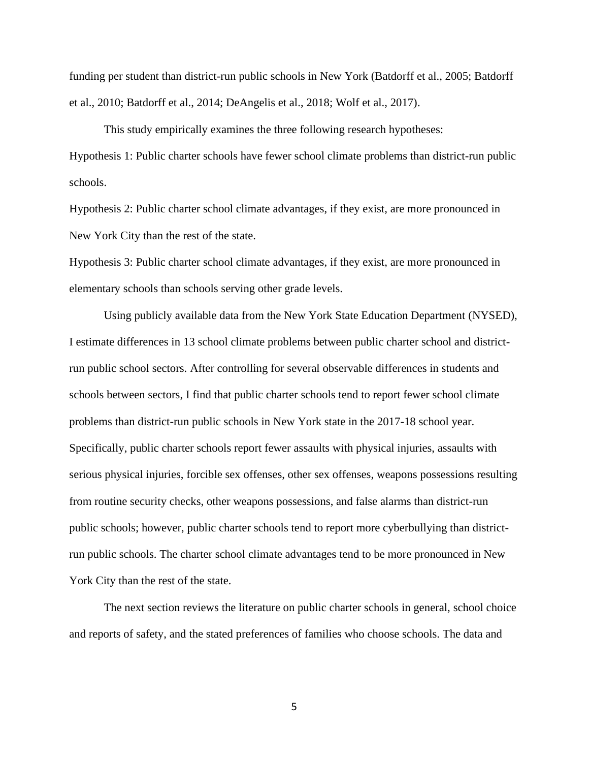funding per student than district-run public schools in New York (Batdorff et al., 2005; Batdorff et al., 2010; Batdorff et al., 2014; DeAngelis et al., 2018; Wolf et al., 2017).

This study empirically examines the three following research hypotheses:

Hypothesis 1: Public charter schools have fewer school climate problems than district-run public schools.

Hypothesis 2: Public charter school climate advantages, if they exist, are more pronounced in New York City than the rest of the state.

Hypothesis 3: Public charter school climate advantages, if they exist, are more pronounced in elementary schools than schools serving other grade levels.

Using publicly available data from the New York State Education Department (NYSED), I estimate differences in 13 school climate problems between public charter school and district-run public school sectors. After controlling for several observable differences in students and schools between sectors, I find that public charter schools tend to report fewer school climate problems than district-run public schools in New York state in the 2017-18 school year. Specifically, public charter schools report fewer assaults with physical injuries, assaults with serious physical injuries, forcible sex offenses, other sex offenses, weapons possessions resulting from routine security checks, other weapons possessions, and false alarms than district-run public schools; however, public charter schools tend to report more cyberbullying than district-run public schools. The charter school climate advantages tend to be more pronounced in New York City than the rest of the state.

The next section reviews the literature on public charter schools in general, school choice and reports of safety, and the stated preferences of families who choose schools. The data and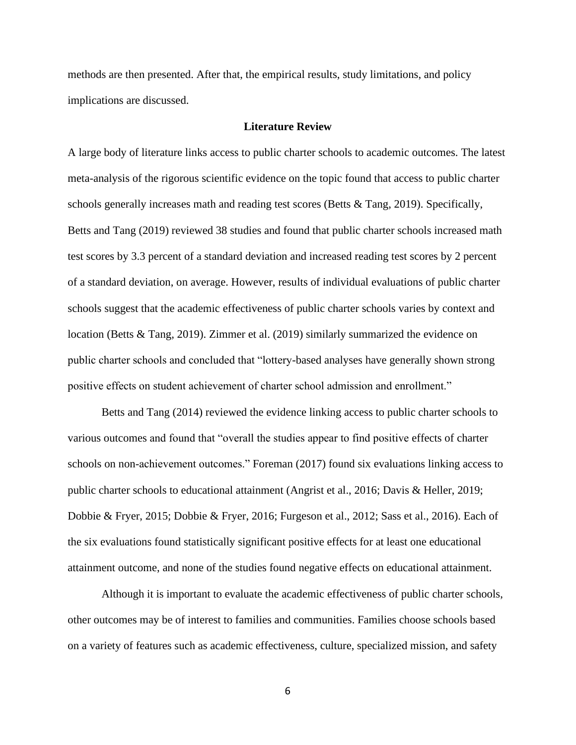methods are then presented. After that, the empirical results, study limitations, and policy implications are discussed.

## Literature Review

A large body of literature links access to public charter schools to academic outcomes. The latest meta-analysis of the rigorous scientific evidence on the topic found that access to public charter schools generally increases math and reading test scores (Betts & Tang, 2019). Specifically, Betts and Tang (2019) reviewed 38 studies and found that public charter schools increased math test scores by 3.3 percent of a standard deviation and increased reading test scores by 2 percent of a standard deviation, on average. However, results of individual evaluations of public charter schools suggest that the academic effectiveness of public charter schools varies by context and location (Betts & Tang, 2019). Zimmer et al. (2019) similarly summarized the evidence on public charter schools and concluded that "lottery-based analyses have generally shown strong positive effects on student achievement of charter school admission and enrollment."

Betts and Tang (2014) reviewed the evidence linking access to public charter schools to various outcomes and found that "overall the studies appear to find positive effects of charter schools on non-achievement outcomes." Foreman (2017) found six evaluations linking access to public charter schools to educational attainment (Angrist et al., 2016; Davis & Heller, 2019; Dobbie & Fryer, 2015; Dobbie & Fryer, 2016; Furgeson et al., 2012; Sass et al., 2016). Each of the six evaluations found statistically significant positive effects for at least one educational attainment outcome, and none of the studies found negative effects on educational attainment.

Although it is important to evaluate the academic effectiveness of public charter schools, other outcomes may be of interest to families and communities. Families choose schools based on a variety of features such as academic effectiveness, culture, specialized mission, and safety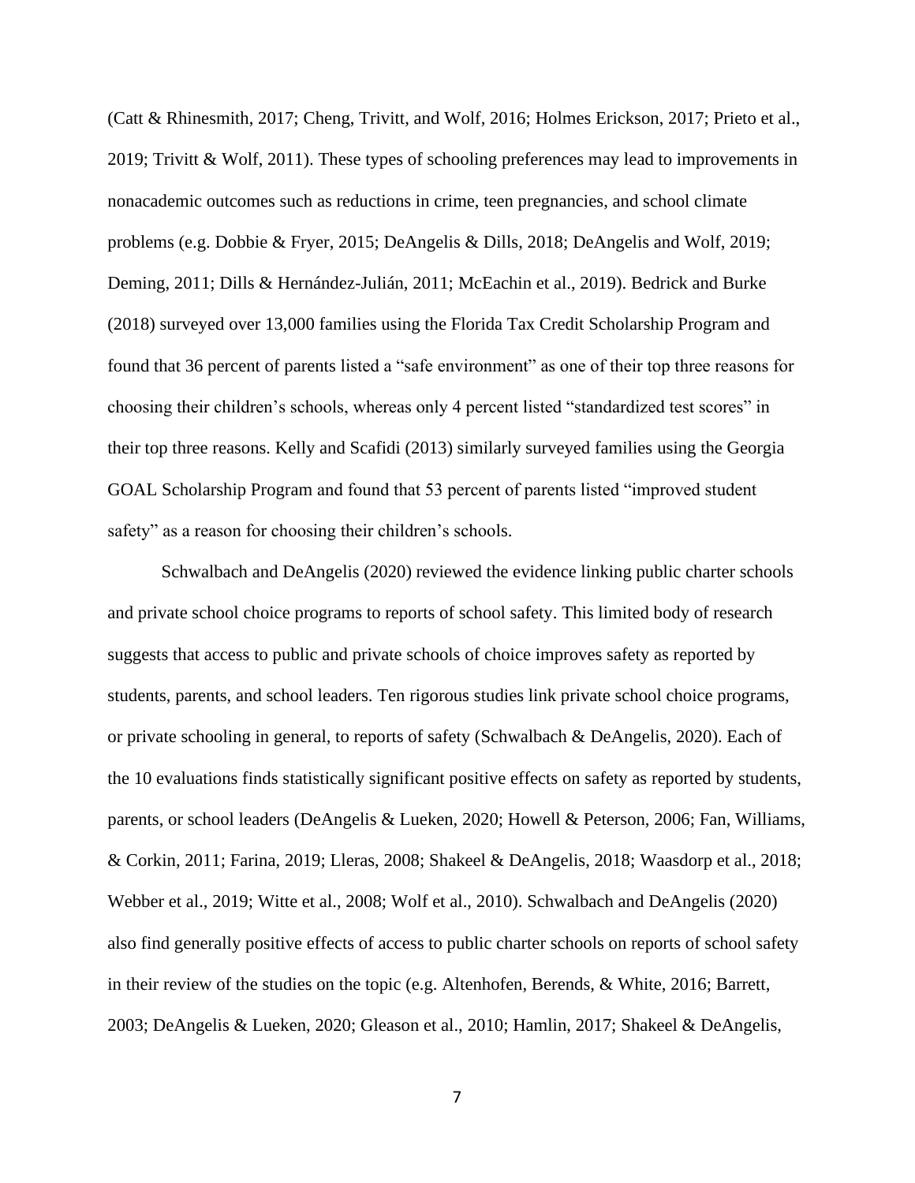(Catt & Rhinesmith, 2017; Cheng, Trivitt, and Wolf, 2016; Holmes Erickson, 2017; Prieto et al., 2019; Trivitt & Wolf, 2011). These types of schooling preferences may lead to improvements in nonacademic outcomes such as reductions in crime, teen pregnancies, and school climate problems (e.g. Dobbie & Fryer, 2015; DeAngelis & Dills, 2018; DeAngelis and Wolf, 2019; Deming, 2011; Dills & Hernández-Julián, 2011; McEachin et al., 2019). Bedrick and Burke (2018) surveyed over 13,000 families using the Florida Tax Credit Scholarship Program and found that 36 percent of parents listed a "safe environment" as one of their top three reasons for choosing their children's schools, whereas only 4 percent listed "standardized test scores" in their top three reasons. Kelly and Scafidi (2013) similarly surveyed families using the Georgia GOAL Scholarship Program and found that 53 percent of parents listed "improved student safety" as a reason for choosing their children's schools.

Schwalbach and DeAngelis (2020) reviewed the evidence linking public charter schools and private school choice programs to reports of school safety. This limited body of research suggests that access to public and private schools of choice improves safety as reported by students, parents, and school leaders. Ten rigorous studies link private school choice programs, or private schooling in general, to reports of safety (Schwalbach & DeAngelis, 2020). Each of the 10 evaluations finds statistically significant positive effects on safety as reported by students, parents, or school leaders (DeAngelis & Lueken, 2020; Howell & Peterson, 2006; Fan, Williams, & Corkin, 2011; Farina, 2019; Lleras, 2008; Shakeel & DeAngelis, 2018; Waasdorp et al., 2018; Webber et al., 2019; Witte et al., 2008; Wolf et al., 2010). Schwalbach and DeAngelis (2020) also find generally positive effects of access to public charter schools on reports of school safety in their review of the studies on the topic (e.g. Altenhofen, Berends, & White, 2016; Barrett, 2003; DeAngelis & Lueken, 2020; Gleason et al., 2010; Hamlin, 2017; Shakeel & DeAngelis,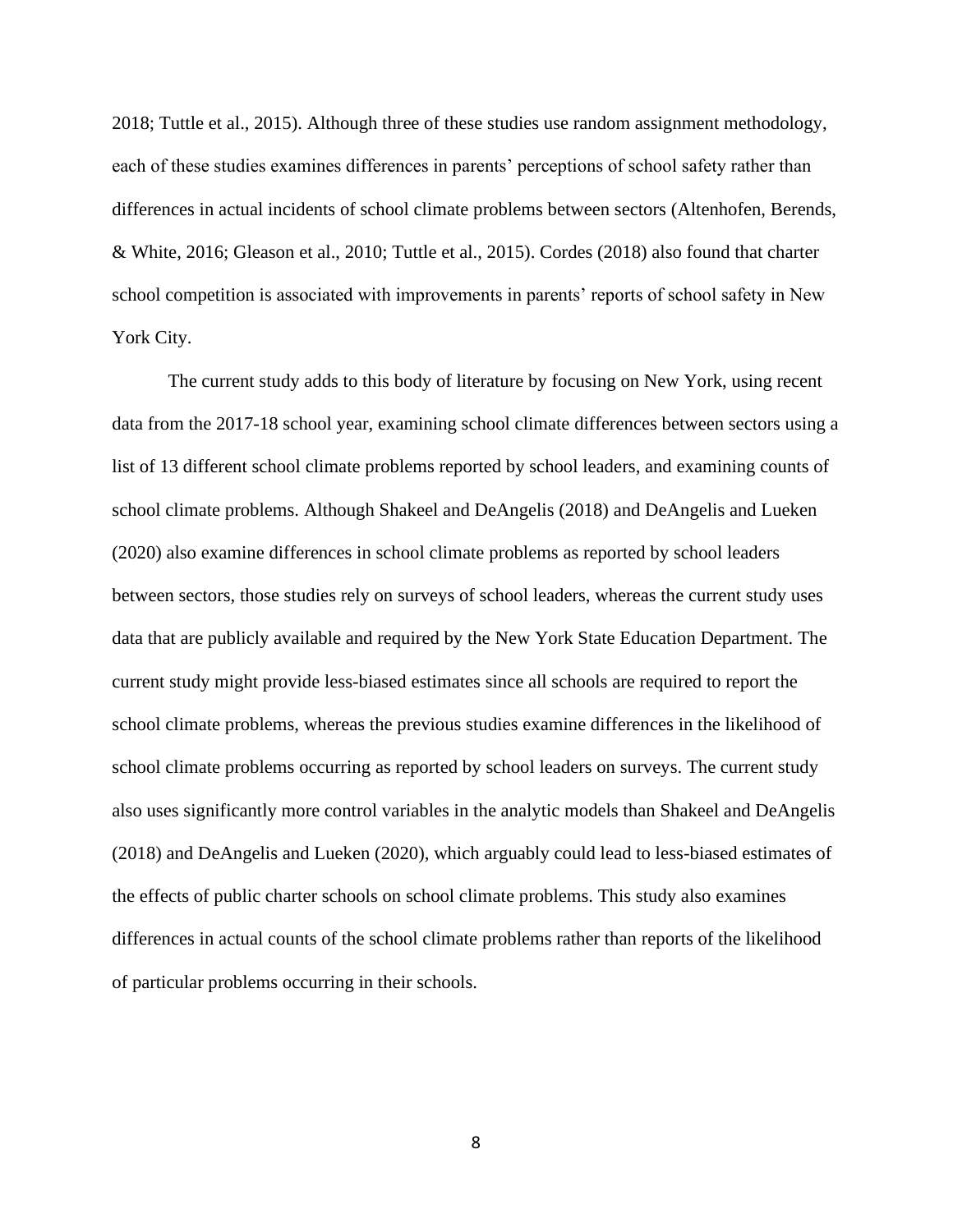2018; Tuttle et al., 2015). Although three of these studies use random assignment methodology, each of these studies examines differences in parents' perceptions of school safety rather than differences in actual incidents of school climate problems between sectors (Altenhofen, Berends, & White, 2016; Gleason et al., 2010; Tuttle et al., 2015). Cordes (2018) also found that charter school competition is associated with improvements in parents' reports of school safety in New York City.

The current study adds to this body of literature by focusing on New York, using recent data from the 2017-18 school year, examining school climate differences between sectors using a list of 13 different school climate problems reported by school leaders, and examining counts of school climate problems. Although Shakeel and DeAngelis (2018) and DeAngelis and Lueken (2020) also examine differences in school climate problems as reported by school leaders between sectors, those studies rely on surveys of school leaders, whereas the current study uses data that are publicly available and required by the New York State Education Department. The current study might provide less-biased estimates since all schools are required to report the school climate problems, whereas the previous studies examine differences in the likelihood of school climate problems occurring as reported by school leaders on surveys. The current study also uses significantly more control variables in the analytic models than Shakeel and DeAngelis (2018) and DeAngelis and Lueken (2020), which arguably could lead to less-biased estimates of the effects of public charter schools on school climate problems. This study also examines differences in actual counts of the school climate problems rather than reports of the likelihood of particular problems occurring in their schools.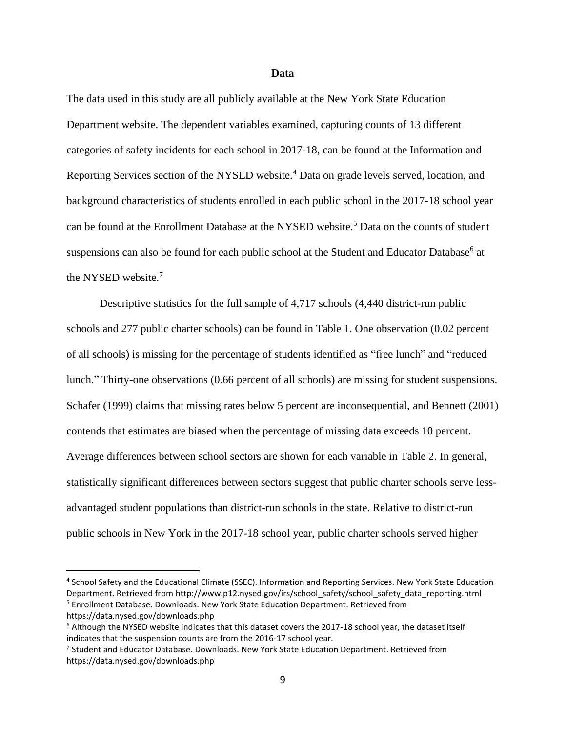## Data

The data used in this study are all publicly available at the New York State Education Department website. The dependent variables examined, capturing counts of 13 different categories of safety incidents for each school in 2017-18, can be found at the Information and Reporting Services section of the NYSED website.[4] Data on grade levels served, location, and background characteristics of students enrolled in each public school in the 2017-18 school year can be found at the Enrollment Database at the NYSED website.[5] Data on the counts of student suspensions can also be found for each public school at the Student and Educator Database[6] at the NYSED website.[7]

Descriptive statistics for the full sample of 4,717 schools (4,440 district-run public schools and 277 public charter schools) can be found in Table 1. One observation (0.02 percent of all schools) is missing for the percentage of students identified as "free lunch" and "reduced lunch." Thirty-one observations (0.66 percent of all schools) are missing for student suspensions. Schafer (1999) claims that missing rates below 5 percent are inconsequential, and Bennett (2001) contends that estimates are biased when the percentage of missing data exceeds 10 percent. Average differences between school sectors are shown for each variable in Table 2. In general, statistically significant differences between sectors suggest that public charter schools serve less-advantaged student populations than district-run schools in the state. Relative to district-run public schools in New York in the 2017-18 school year, public charter schools served higher

---

[4] School Safety and the Educational Climate (SSEC). Information and Reporting Services. New York State Education Department. Retrieved from http://www.p12.nysed.gov/irs/school_safety/school_safety_data_reporting.html

[5] Enrollment Database. Downloads. New York State Education Department. Retrieved from https://data.nysed.gov/downloads.php

[6] Although the NYSED website indicates that this dataset covers the 2017-18 school year, the dataset itself indicates that the suspension counts are from the 2016-17 school year.

[7] Student and Educator Database. Downloads. New York State Education Department. Retrieved from https://data.nysed.gov/downloads.php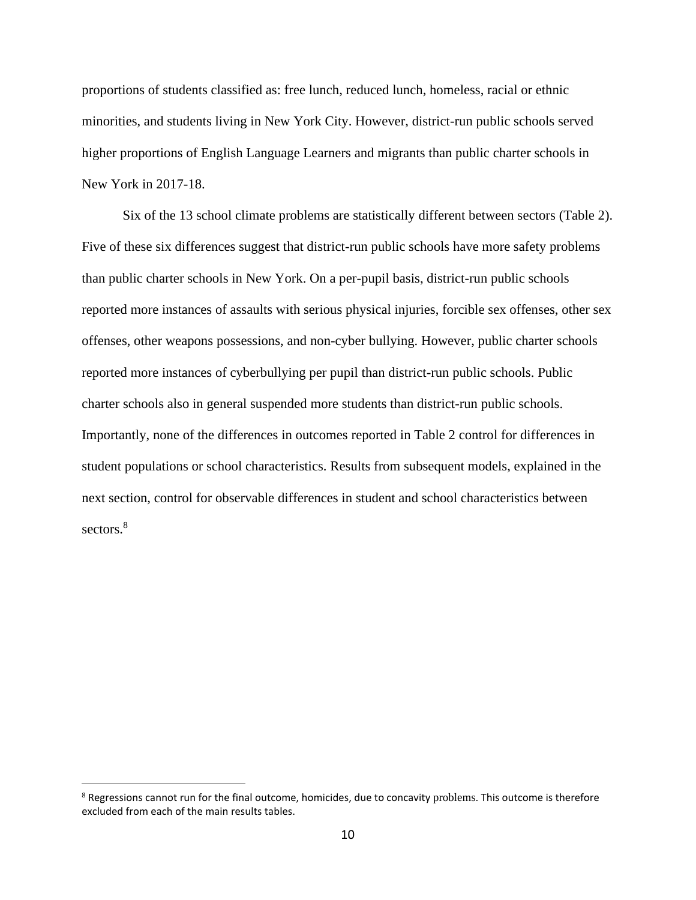proportions of students classified as: free lunch, reduced lunch, homeless, racial or ethnic minorities, and students living in New York City. However, district-run public schools served higher proportions of English Language Learners and migrants than public charter schools in New York in 2017-18.

Six of the 13 school climate problems are statistically different between sectors (Table 2). Five of these six differences suggest that district-run public schools have more safety problems than public charter schools in New York. On a per-pupil basis, district-run public schools reported more instances of assaults with serious physical injuries, forcible sex offenses, other sex offenses, other weapons possessions, and non-cyber bullying. However, public charter schools reported more instances of cyberbullying per pupil than district-run public schools. Public charter schools also in general suspended more students than district-run public schools. Importantly, none of the differences in outcomes reported in Table 2 control for differences in student populations or school characteristics. Results from subsequent models, explained in the next section, control for observable differences in student and school characteristics between sectors.[8]

---

[8] Regressions cannot run for the final outcome, homicides, due to concavity problems. This outcome is therefore excluded from each of the main results tables.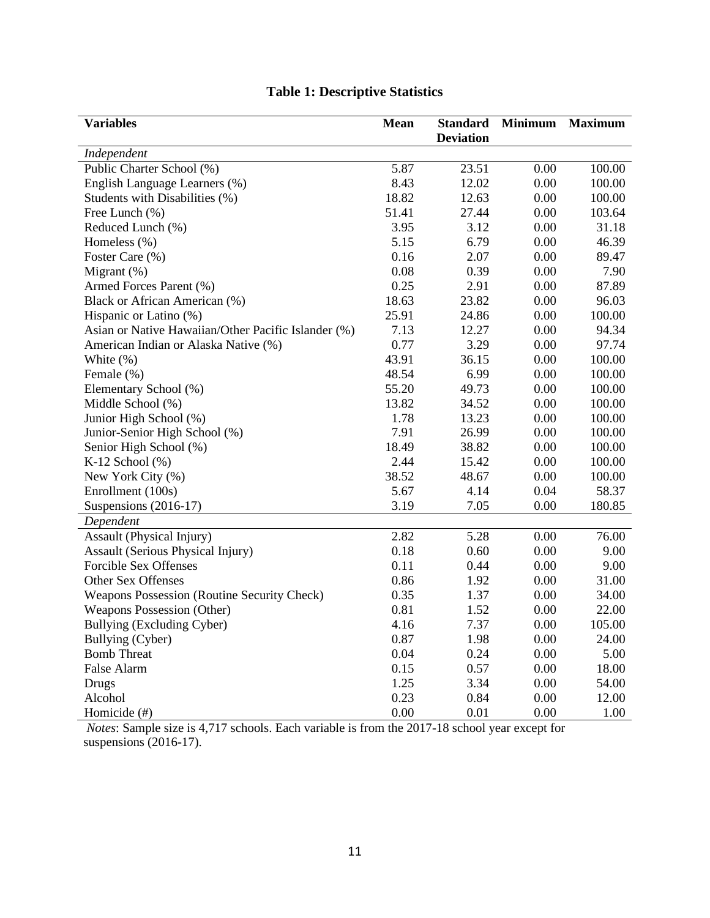**Table 1: Descriptive Statistics**

| Variables | Mean | Standard Deviation | Minimum | Maximum |
|---|---|---|---|---|
| *Independent* | | | | |
| Public Charter School (%) | 5.87 | 23.51 | 0.00 | 100.00 |
| English Language Learners (%) | 8.43 | 12.02 | 0.00 | 100.00 |
| Students with Disabilities (%) | 18.82 | 12.63 | 0.00 | 100.00 |
| Free Lunch (%) | 51.41 | 27.44 | 0.00 | 103.64 |
| Reduced Lunch (%) | 3.95 | 3.12 | 0.00 | 31.18 |
| Homeless (%) | 5.15 | 6.79 | 0.00 | 46.39 |
| Foster Care (%) | 0.16 | 2.07 | 0.00 | 89.47 |
| Migrant (%) | 0.08 | 0.39 | 0.00 | 7.90 |
| Armed Forces Parent (%) | 0.25 | 2.91 | 0.00 | 87.89 |
| Black or African American (%) | 18.63 | 23.82 | 0.00 | 96.03 |
| Hispanic or Latino (%) | 25.91 | 24.86 | 0.00 | 100.00 |
| Asian or Native Hawaiian/Other Pacific Islander (%) | 7.13 | 12.27 | 0.00 | 94.34 |
| American Indian or Alaska Native (%) | 0.77 | 3.29 | 0.00 | 97.74 |
| White (%) | 43.91 | 36.15 | 0.00 | 100.00 |
| Female (%) | 48.54 | 6.99 | 0.00 | 100.00 |
| Elementary School (%) | 55.20 | 49.73 | 0.00 | 100.00 |
| Middle School (%) | 13.82 | 34.52 | 0.00 | 100.00 |
| Junior High School (%) | 1.78 | 13.23 | 0.00 | 100.00 |
| Junior-Senior High School (%) | 7.91 | 26.99 | 0.00 | 100.00 |
| Senior High School (%) | 18.49 | 38.82 | 0.00 | 100.00 |
| K-12 School (%) | 2.44 | 15.42 | 0.00 | 100.00 |
| New York City (%) | 38.52 | 48.67 | 0.00 | 100.00 |
| Enrollment (100s) | 5.67 | 4.14 | 0.04 | 58.37 |
| Suspensions (2016-17) | 3.19 | 7.05 | 0.00 | 180.85 |
| *Dependent* | | | | |
| Assault (Physical Injury) | 2.82 | 5.28 | 0.00 | 76.00 |
| Assault (Serious Physical Injury) | 0.18 | 0.60 | 0.00 | 9.00 |
| Forcible Sex Offenses | 0.11 | 0.44 | 0.00 | 9.00 |
| Other Sex Offenses | 0.86 | 1.92 | 0.00 | 31.00 |
| Weapons Possession (Routine Security Check) | 0.35 | 1.37 | 0.00 | 34.00 |
| Weapons Possession (Other) | 0.81 | 1.52 | 0.00 | 22.00 |
| Bullying (Excluding Cyber) | 4.16 | 7.37 | 0.00 | 105.00 |
| Bullying (Cyber) | 0.87 | 1.98 | 0.00 | 24.00 |
| Bomb Threat | 0.04 | 0.24 | 0.00 | 5.00 |
| False Alarm | 0.15 | 0.57 | 0.00 | 18.00 |
| Drugs | 1.25 | 3.34 | 0.00 | 54.00 |
| Alcohol | 0.23 | 0.84 | 0.00 | 12.00 |
| Homicide (#) | 0.00 | 0.01 | 0.00 | 1.00 |

*Notes*: Sample size is 4,717 schools. Each variable is from the 2017-18 school year except for suspensions (2016-17).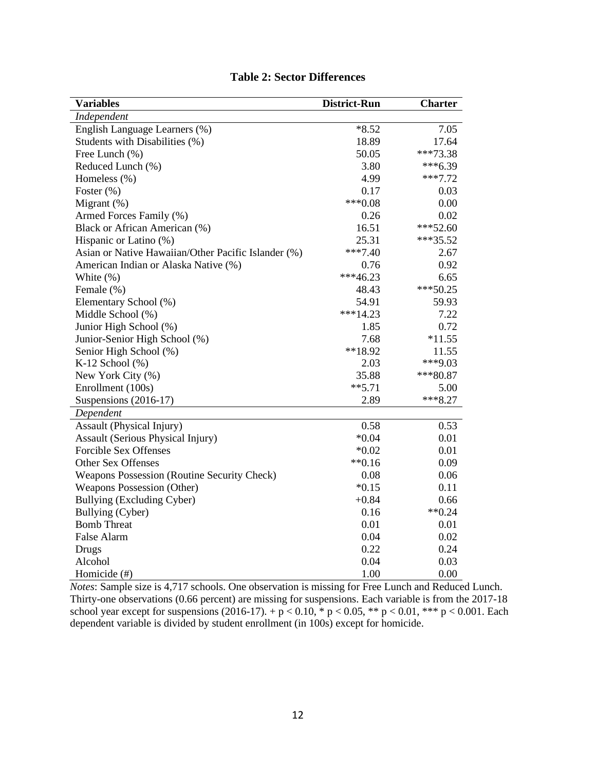**Table 2: Sector Differences**

| Variables | District-Run | Charter |
|---|---|---|
| *Independent* | | |
| English Language Learners (%) | *8.52 | 7.05 |
| Students with Disabilities (%) | 18.89 | 17.64 |
| Free Lunch (%) | 50.05 | ***73.38 |
| Reduced Lunch (%) | 3.80 | ***6.39 |
| Homeless (%) | 4.99 | ***7.72 |
| Foster (%) | 0.17 | 0.03 |
| Migrant (%) | ***0.08 | 0.00 |
| Armed Forces Family (%) | 0.26 | 0.02 |
| Black or African American (%) | 16.51 | ***52.60 |
| Hispanic or Latino (%) | 25.31 | ***35.52 |
| Asian or Native Hawaiian/Other Pacific Islander (%) | ***7.40 | 2.67 |
| American Indian or Alaska Native (%) | 0.76 | 0.92 |
| White (%) | ***46.23 | 6.65 |
| Female (%) | 48.43 | ***50.25 |
| Elementary School (%) | 54.91 | 59.93 |
| Middle School (%) | ***14.23 | 7.22 |
| Junior High School (%) | 1.85 | 0.72 |
| Junior-Senior High School (%) | 7.68 | *11.55 |
| Senior High School (%) | **18.92 | 11.55 |
| K-12 School (%) | 2.03 | ***9.03 |
| New York City (%) | 35.88 | ***80.87 |
| Enrollment (100s) | **5.71 | 5.00 |
| Suspensions (2016-17) | 2.89 | ***8.27 |
| *Dependent* | | |
| Assault (Physical Injury) | 0.58 | 0.53 |
| Assault (Serious Physical Injury) | *0.04 | 0.01 |
| Forcible Sex Offenses | *0.02 | 0.01 |
| Other Sex Offenses | **0.16 | 0.09 |
| Weapons Possession (Routine Security Check) | 0.08 | 0.06 |
| Weapons Possession (Other) | *0.15 | 0.11 |
| Bullying (Excluding Cyber) | +0.84 | 0.66 |
| Bullying (Cyber) | 0.16 | **0.24 |
| Bomb Threat | 0.01 | 0.01 |
| False Alarm | 0.04 | 0.02 |
| Drugs | 0.22 | 0.24 |
| Alcohol | 0.04 | 0.03 |
| Homicide (#) | 1.00 | 0.00 |

*Notes*: Sample size is 4,717 schools. One observation is missing for Free Lunch and Reduced Lunch. Thirty-one observations (0.66 percent) are missing for suspensions. Each variable is from the 2017-18 school year except for suspensions (2016-17). + $p < 0.10$, * $p < 0.05$, ** $p < 0.01$, *** $p < 0.001$. Each dependent variable is divided by student enrollment (in 100s) except for homicide.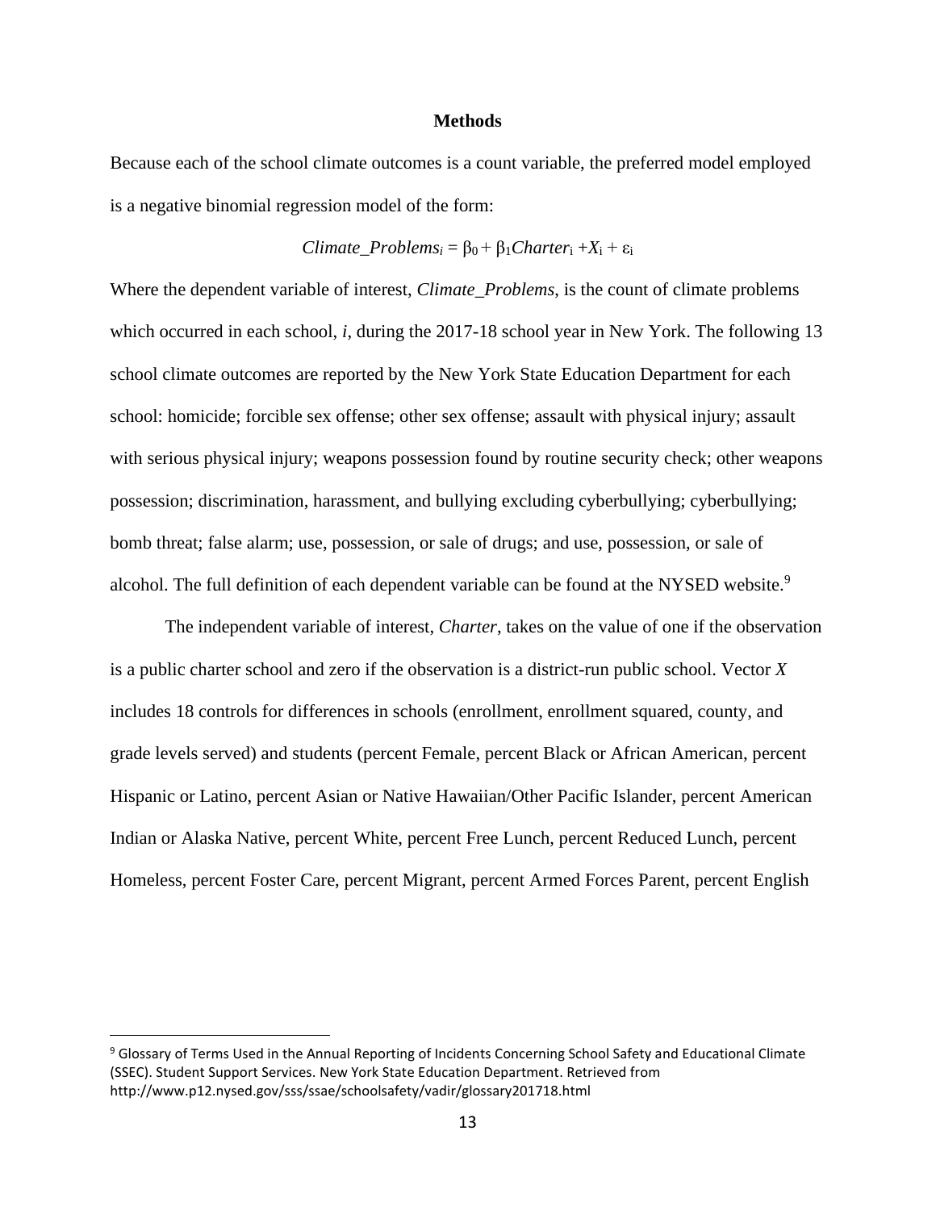# Methods

Because each of the school climate outcomes is a count variable, the preferred model employed is a negative binomial regression model of the form:

$$Climate\_Problems_i = \beta_0 + \beta_1 Charter_i + X_i + \varepsilon_i$$

Where the dependent variable of interest, *Climate_Problems*, is the count of climate problems which occurred in each school, *i*, during the 2017-18 school year in New York. The following 13 school climate outcomes are reported by the New York State Education Department for each school: homicide; forcible sex offense; other sex offense; assault with physical injury; assault with serious physical injury; weapons possession found by routine security check; other weapons possession; discrimination, harassment, and bullying excluding cyberbullying; cyberbullying; bomb threat; false alarm; use, possession, or sale of drugs; and use, possession, or sale of alcohol. The full definition of each dependent variable can be found at the NYSED website.[9]

The independent variable of interest, *Charter*, takes on the value of one if the observation is a public charter school and zero if the observation is a district-run public school. Vector *X* includes 18 controls for differences in schools (enrollment, enrollment squared, county, and grade levels served) and students (percent Female, percent Black or African American, percent Hispanic or Latino, percent Asian or Native Hawaiian/Other Pacific Islander, percent American Indian or Alaska Native, percent White, percent Free Lunch, percent Reduced Lunch, percent Homeless, percent Foster Care, percent Migrant, percent Armed Forces Parent, percent English

---

[9] Glossary of Terms Used in the Annual Reporting of Incidents Concerning School Safety and Educational Climate (SSEC). Student Support Services. New York State Education Department. Retrieved from http://www.p12.nysed.gov/sss/ssae/schoolsafety/vadir/glossary201718.html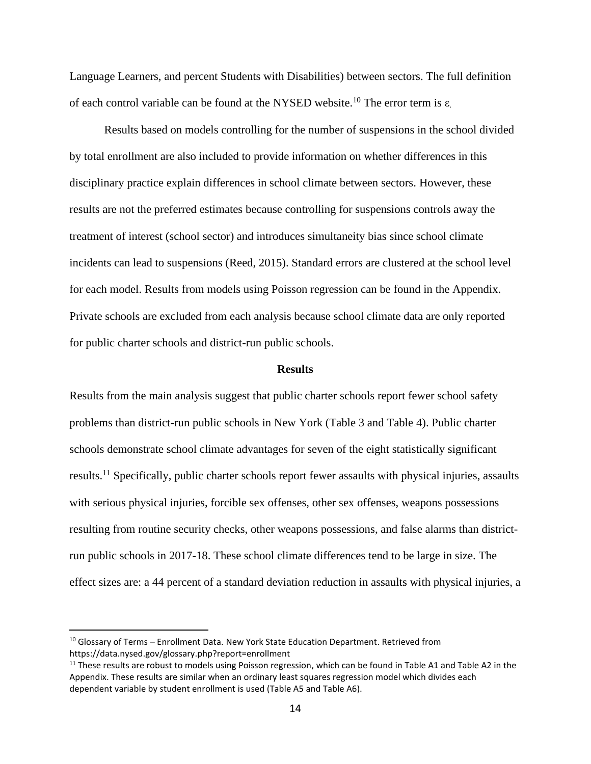Language Learners, and percent Students with Disabilities) between sectors. The full definition of each control variable can be found at the NYSED website.[10] The error term is $\varepsilon$.

Results based on models controlling for the number of suspensions in the school divided by total enrollment are also included to provide information on whether differences in this disciplinary practice explain differences in school climate between sectors. However, these results are not the preferred estimates because controlling for suspensions controls away the treatment of interest (school sector) and introduces simultaneity bias since school climate incidents can lead to suspensions (Reed, 2015). Standard errors are clustered at the school level for each model. Results from models using Poisson regression can be found in the Appendix. Private schools are excluded from each analysis because school climate data are only reported for public charter schools and district-run public schools.

## Results

Results from the main analysis suggest that public charter schools report fewer school safety problems than district-run public schools in New York (Table 3 and Table 4). Public charter schools demonstrate school climate advantages for seven of the eight statistically significant results.[11] Specifically, public charter schools report fewer assaults with physical injuries, assaults with serious physical injuries, forcible sex offenses, other sex offenses, weapons possessions resulting from routine security checks, other weapons possessions, and false alarms than district-run public schools in 2017-18. These school climate differences tend to be large in size. The effect sizes are: a 44 percent of a standard deviation reduction in assaults with physical injuries, a

---

[10] Glossary of Terms – Enrollment Data. New York State Education Department. Retrieved from https://data.nysed.gov/glossary.php?report=enrollment

[11] These results are robust to models using Poisson regression, which can be found in Table A1 and Table A2 in the Appendix. These results are similar when an ordinary least squares regression model which divides each dependent variable by student enrollment is used (Table A5 and Table A6).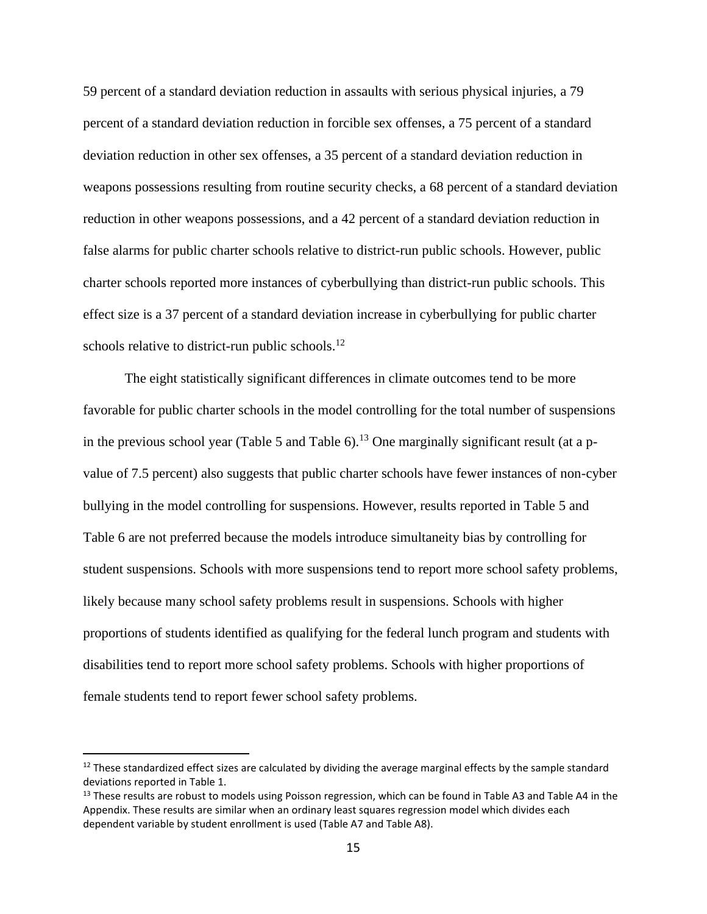59 percent of a standard deviation reduction in assaults with serious physical injuries, a 79 percent of a standard deviation reduction in forcible sex offenses, a 75 percent of a standard deviation reduction in other sex offenses, a 35 percent of a standard deviation reduction in weapons possessions resulting from routine security checks, a 68 percent of a standard deviation reduction in other weapons possessions, and a 42 percent of a standard deviation reduction in false alarms for public charter schools relative to district-run public schools. However, public charter schools reported more instances of cyberbullying than district-run public schools. This effect size is a 37 percent of a standard deviation increase in cyberbullying for public charter schools relative to district-run public schools.[12]

The eight statistically significant differences in climate outcomes tend to be more favorable for public charter schools in the model controlling for the total number of suspensions in the previous school year (Table 5 and Table 6).[13] One marginally significant result (at a p-value of 7.5 percent) also suggests that public charter schools have fewer instances of non-cyber bullying in the model controlling for suspensions. However, results reported in Table 5 and Table 6 are not preferred because the models introduce simultaneity bias by controlling for student suspensions. Schools with more suspensions tend to report more school safety problems, likely because many school safety problems result in suspensions. Schools with higher proportions of students identified as qualifying for the federal lunch program and students with disabilities tend to report more school safety problems. Schools with higher proportions of female students tend to report fewer school safety problems.

---

[12] These standardized effect sizes are calculated by dividing the average marginal effects by the sample standard deviations reported in Table 1.

[13] These results are robust to models using Poisson regression, which can be found in Table A3 and Table A4 in the Appendix. These results are similar when an ordinary least squares regression model which divides each dependent variable by student enrollment is used (Table A7 and Table A8).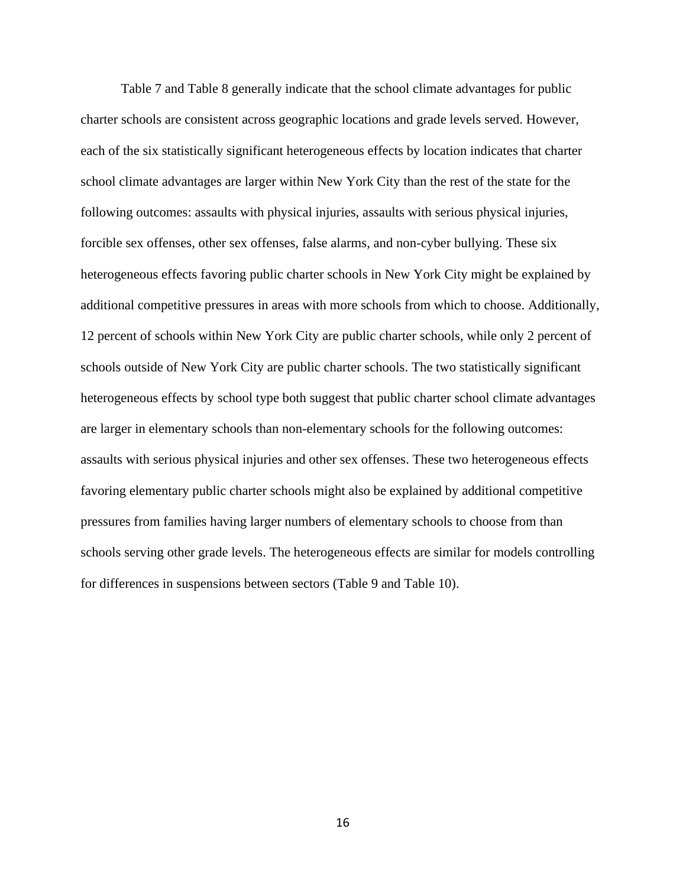Table 7 and Table 8 generally indicate that the school climate advantages for public charter schools are consistent across geographic locations and grade levels served. However, each of the six statistically significant heterogeneous effects by location indicates that charter school climate advantages are larger within New York City than the rest of the state for the following outcomes: assaults with physical injuries, assaults with serious physical injuries, forcible sex offenses, other sex offenses, false alarms, and non-cyber bullying. These six heterogeneous effects favoring public charter schools in New York City might be explained by additional competitive pressures in areas with more schools from which to choose. Additionally, 12 percent of schools within New York City are public charter schools, while only 2 percent of schools outside of New York City are public charter schools. The two statistically significant heterogeneous effects by school type both suggest that public charter school climate advantages are larger in elementary schools than non-elementary schools for the following outcomes: assaults with serious physical injuries and other sex offenses. These two heterogeneous effects favoring elementary public charter schools might also be explained by additional competitive pressures from families having larger numbers of elementary schools to choose from than schools serving other grade levels. The heterogeneous effects are similar for models controlling for differences in suspensions between sectors (Table 9 and Table 10).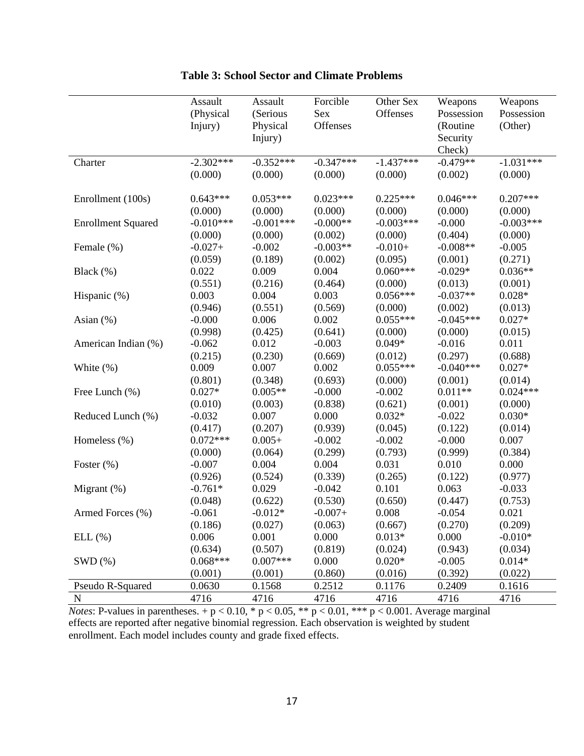**Table 3: School Sector and Climate Problems**

| | Assault (Physical Injury) | Assault (Serious Physical Injury) | Forcible Sex Offenses | Other Sex Offenses | Weapons Possession (Routine Security Check) | Weapons Possession (Other) |
|---|---|---|---|---|---|---|
| Charter | -2.302*** | -0.352*** | -0.347*** | -1.437*** | -0.479** | -1.031*** |
| | (0.000) | (0.000) | (0.000) | (0.000) | (0.002) | (0.000) |
| Enrollment (100s) | 0.643*** | 0.053*** | 0.023*** | 0.225*** | 0.046*** | 0.207*** |
| | (0.000) | (0.000) | (0.000) | (0.000) | (0.000) | (0.000) |
| Enrollment Squared | -0.010*** | -0.001*** | -0.000** | -0.003*** | -0.000 | -0.003*** |
| | (0.000) | (0.000) | (0.002) | (0.000) | (0.404) | (0.000) |
| Female (%) | -0.027+ | -0.002 | -0.003** | -0.010+ | -0.008** | -0.005 |
| | (0.059) | (0.189) | (0.002) | (0.095) | (0.001) | (0.271) |
| Black (%) | 0.022 | 0.009 | 0.004 | 0.060*** | -0.029* | 0.036** |
| | (0.551) | (0.216) | (0.464) | (0.000) | (0.013) | (0.001) |
| Hispanic (%) | 0.003 | 0.004 | 0.003 | 0.056*** | -0.037** | 0.028* |
| | (0.946) | (0.551) | (0.569) | (0.000) | (0.002) | (0.013) |
| Asian (%) | -0.000 | 0.006 | 0.002 | 0.055*** | -0.045*** | 0.027* |
| | (0.998) | (0.425) | (0.641) | (0.000) | (0.000) | (0.015) |
| American Indian (%) | -0.062 | 0.012 | -0.003 | 0.049* | -0.016 | 0.011 |
| | (0.215) | (0.230) | (0.669) | (0.012) | (0.297) | (0.688) |
| White (%) | 0.009 | 0.007 | 0.002 | 0.055*** | -0.040*** | 0.027* |
| | (0.801) | (0.348) | (0.693) | (0.000) | (0.001) | (0.014) |
| Free Lunch (%) | 0.027* | 0.005** | -0.000 | -0.002 | 0.011** | 0.024*** |
| | (0.010) | (0.003) | (0.838) | (0.621) | (0.001) | (0.000) |
| Reduced Lunch (%) | -0.032 | 0.007 | 0.000 | 0.032* | -0.022 | 0.030* |
| | (0.417) | (0.207) | (0.939) | (0.045) | (0.122) | (0.014) |
| Homeless (%) | 0.072*** | 0.005+ | -0.002 | -0.002 | -0.000 | 0.007 |
| | (0.000) | (0.064) | (0.299) | (0.793) | (0.999) | (0.384) |
| Foster (%) | -0.007 | 0.004 | 0.004 | 0.031 | 0.010 | 0.000 |
| | (0.926) | (0.524) | (0.339) | (0.265) | (0.122) | (0.977) |
| Migrant (%) | -0.761* | 0.029 | -0.042 | 0.101 | 0.063 | -0.033 |
| | (0.048) | (0.622) | (0.530) | (0.650) | (0.447) | (0.753) |
| Armed Forces (%) | -0.061 | -0.012* | -0.007+ | 0.008 | -0.054 | 0.021 |
| | (0.186) | (0.027) | (0.063) | (0.667) | (0.270) | (0.209) |
| ELL (%) | 0.006 | 0.001 | 0.000 | 0.013* | 0.000 | -0.010* |
| | (0.634) | (0.507) | (0.819) | (0.024) | (0.943) | (0.034) |
| SWD (%) | 0.068*** | 0.007*** | 0.000 | 0.020* | -0.005 | 0.014* |
| | (0.001) | (0.001) | (0.860) | (0.016) | (0.392) | (0.022) |
| Pseudo R-Squared | 0.0630 | 0.1568 | 0.2512 | 0.1176 | 0.2409 | 0.1616 |
| N | 4716 | 4716 | 4716 | 4716 | 4716 | 4716 |

*Notes*: P-values in parentheses. + $p < 0.10$, * $p < 0.05$, ** $p < 0.01$, *** $p < 0.001$. Average marginal effects are reported after negative binomial regression. Each observation is weighted by student enrollment. Each model includes county and grade fixed effects.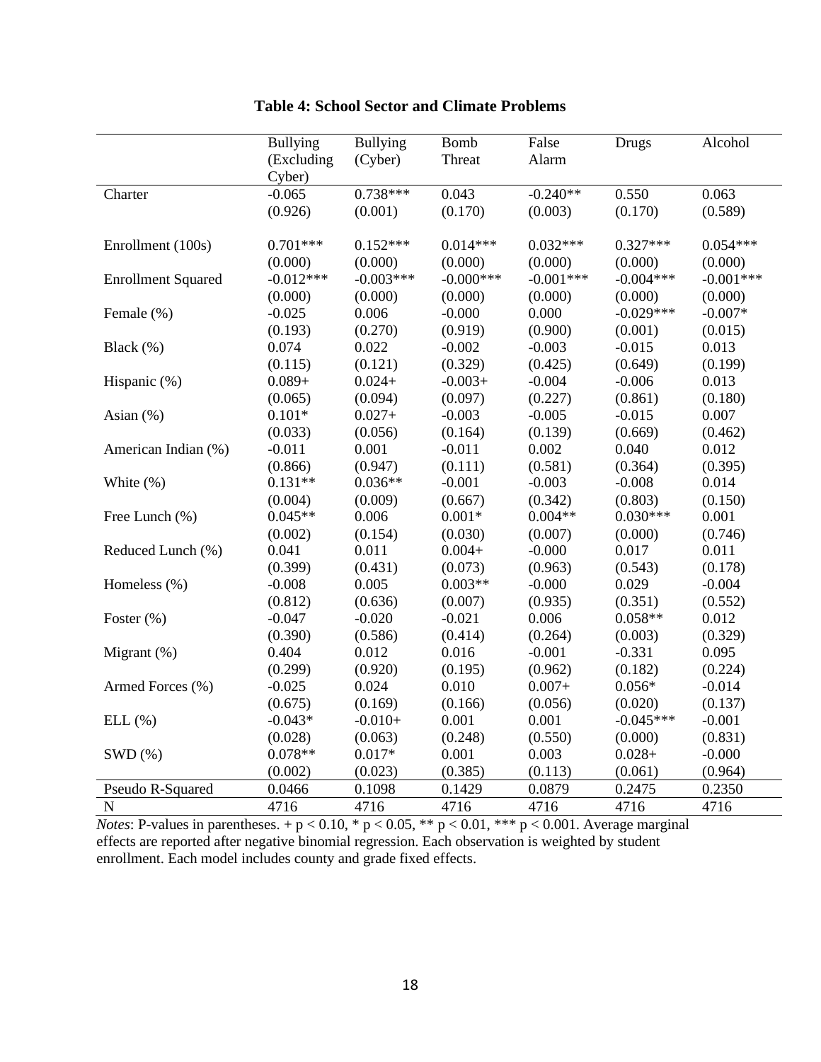**Table 4: School Sector and Climate Problems**

| | Bullying (Excluding Cyber) | Bullying (Cyber) | Bomb Threat | False Alarm | Drugs | Alcohol |
|---|---|---|---|---|---|---|
| Charter | -0.065 | 0.738*** | 0.043 | -0.240** | 0.550 | 0.063 |
| | (0.926) | (0.001) | (0.170) | (0.003) | (0.170) | (0.589) |
| Enrollment (100s) | 0.701*** | 0.152*** | 0.014*** | 0.032*** | 0.327*** | 0.054*** |
| | (0.000) | (0.000) | (0.000) | (0.000) | (0.000) | (0.000) |
| Enrollment Squared | -0.012*** | -0.003*** | -0.000*** | -0.001*** | -0.004*** | -0.001*** |
| | (0.000) | (0.000) | (0.000) | (0.000) | (0.000) | (0.000) |
| Female (%) | -0.025 | 0.006 | -0.000 | 0.000 | -0.029*** | -0.007* |
| | (0.193) | (0.270) | (0.919) | (0.900) | (0.001) | (0.015) |
| Black (%) | 0.074 | 0.022 | -0.002 | -0.003 | -0.015 | 0.013 |
| | (0.115) | (0.121) | (0.329) | (0.425) | (0.649) | (0.199) |
| Hispanic (%) | 0.089+ | 0.024+ | -0.003+ | -0.004 | -0.006 | 0.013 |
| | (0.065) | (0.094) | (0.097) | (0.227) | (0.861) | (0.180) |
| Asian (%) | 0.101* | 0.027+ | -0.003 | -0.005 | -0.015 | 0.007 |
| | (0.033) | (0.056) | (0.164) | (0.139) | (0.669) | (0.462) |
| American Indian (%) | -0.011 | 0.001 | -0.011 | 0.002 | 0.040 | 0.012 |
| | (0.866) | (0.947) | (0.111) | (0.581) | (0.364) | (0.395) |
| White (%) | 0.131** | 0.036** | -0.001 | -0.003 | -0.008 | 0.014 |
| | (0.004) | (0.009) | (0.667) | (0.342) | (0.803) | (0.150) |
| Free Lunch (%) | 0.045** | 0.006 | 0.001* | 0.004** | 0.030*** | 0.001 |
| | (0.002) | (0.154) | (0.030) | (0.007) | (0.000) | (0.746) |
| Reduced Lunch (%) | 0.041 | 0.011 | 0.004+ | -0.000 | 0.017 | 0.011 |
| | (0.399) | (0.431) | (0.073) | (0.963) | (0.543) | (0.178) |
| Homeless (%) | -0.008 | 0.005 | 0.003** | -0.000 | 0.029 | -0.004 |
| | (0.812) | (0.636) | (0.007) | (0.935) | (0.351) | (0.552) |
| Foster (%) | -0.047 | -0.020 | -0.021 | 0.006 | 0.058** | 0.012 |
| | (0.390) | (0.586) | (0.414) | (0.264) | (0.003) | (0.329) |
| Migrant (%) | 0.404 | 0.012 | 0.016 | -0.001 | -0.331 | 0.095 |
| | (0.299) | (0.920) | (0.195) | (0.962) | (0.182) | (0.224) |
| Armed Forces (%) | -0.025 | 0.024 | 0.010 | 0.007+ | 0.056* | -0.014 |
| | (0.675) | (0.169) | (0.166) | (0.056) | (0.020) | (0.137) |
| ELL (%) | -0.043* | -0.010+ | 0.001 | 0.001 | -0.045*** | -0.001 |
| | (0.028) | (0.063) | (0.248) | (0.550) | (0.000) | (0.831) |
| SWD (%) | 0.078** | 0.017* | 0.001 | 0.003 | 0.028+ | -0.000 |
| | (0.002) | (0.023) | (0.385) | (0.113) | (0.061) | (0.964) |
| Pseudo R-Squared | 0.0466 | 0.1098 | 0.1429 | 0.0879 | 0.2475 | 0.2350 |
| N | 4716 | 4716 | 4716 | 4716 | 4716 | 4716 |

*Notes*: P-values in parentheses. + p < 0.10, * p < 0.05, ** p < 0.01, *** p < 0.001. Average marginal effects are reported after negative binomial regression. Each observation is weighted by student enrollment. Each model includes county and grade fixed effects.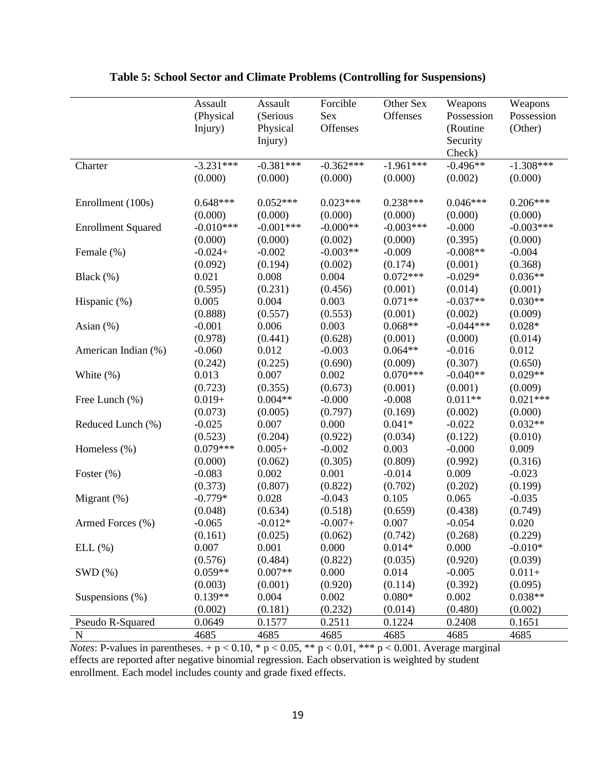**Table 5: School Sector and Climate Problems (Controlling for Suspensions)**

| | Assault (Physical Injury) | Assault (Serious Physical Injury) | Forcible Sex Offenses | Other Sex Offenses | Weapons Possession (Routine Security Check) | Weapons Possession (Other) |
|---|---|---|---|---|---|---|
| Charter | -3.231*** | -0.381*** | -0.362*** | -1.961*** | -0.496** | -1.308*** |
| | (0.000) | (0.000) | (0.000) | (0.000) | (0.002) | (0.000) |
| Enrollment (100s) | 0.648*** | 0.052*** | 0.023*** | 0.238*** | 0.046*** | 0.206*** |
| | (0.000) | (0.000) | (0.000) | (0.000) | (0.000) | (0.000) |
| Enrollment Squared | -0.010*** | -0.001*** | -0.000** | -0.003*** | -0.000 | -0.003*** |
| | (0.000) | (0.000) | (0.002) | (0.000) | (0.395) | (0.000) |
| Female (%) | -0.024+ | -0.002 | -0.003** | -0.009 | -0.008** | -0.004 |
| | (0.092) | (0.194) | (0.002) | (0.174) | (0.001) | (0.368) |
| Black (%) | 0.021 | 0.008 | 0.004 | 0.072*** | -0.029* | 0.036** |
| | (0.595) | (0.231) | (0.456) | (0.001) | (0.014) | (0.001) |
| Hispanic (%) | 0.005 | 0.004 | 0.003 | 0.071** | -0.037** | 0.030** |
| | (0.888) | (0.557) | (0.553) | (0.001) | (0.002) | (0.009) |
| Asian (%) | -0.001 | 0.006 | 0.003 | 0.068** | -0.044*** | 0.028* |
| | (0.978) | (0.441) | (0.628) | (0.001) | (0.000) | (0.014) |
| American Indian (%) | -0.060 | 0.012 | -0.003 | 0.064** | -0.016 | 0.012 |
| | (0.242) | (0.225) | (0.690) | (0.009) | (0.307) | (0.650) |
| White (%) | 0.013 | 0.007 | 0.002 | 0.070*** | -0.040** | 0.029** |
| | (0.723) | (0.355) | (0.673) | (0.001) | (0.001) | (0.009) |
| Free Lunch (%) | 0.019+ | 0.004** | -0.000 | -0.008 | 0.011** | 0.021*** |
| | (0.073) | (0.005) | (0.797) | (0.169) | (0.002) | (0.000) |
| Reduced Lunch (%) | -0.025 | 0.007 | 0.000 | 0.041* | -0.022 | 0.032** |
| | (0.523) | (0.204) | (0.922) | (0.034) | (0.122) | (0.010) |
| Homeless (%) | 0.079*** | 0.005+ | -0.002 | 0.003 | -0.000 | 0.009 |
| | (0.000) | (0.062) | (0.305) | (0.809) | (0.992) | (0.316) |
| Foster (%) | -0.083 | 0.002 | 0.001 | -0.014 | 0.009 | -0.023 |
| | (0.373) | (0.807) | (0.822) | (0.702) | (0.202) | (0.199) |
| Migrant (%) | -0.779* | 0.028 | -0.043 | 0.105 | 0.065 | -0.035 |
| | (0.048) | (0.634) | (0.518) | (0.659) | (0.438) | (0.749) |
| Armed Forces (%) | -0.065 | -0.012* | -0.007+ | 0.007 | -0.054 | 0.020 |
| | (0.161) | (0.025) | (0.062) | (0.742) | (0.268) | (0.229) |
| ELL (%) | 0.007 | 0.001 | 0.000 | 0.014* | 0.000 | -0.010* |
| | (0.576) | (0.484) | (0.822) | (0.035) | (0.920) | (0.039) |
| SWD (%) | 0.059** | 0.007** | 0.000 | 0.014 | -0.005 | 0.011+ |
| | (0.003) | (0.001) | (0.920) | (0.114) | (0.392) | (0.095) |
| Suspensions (%) | 0.139** | 0.004 | 0.002 | 0.080* | 0.002 | 0.038** |
| | (0.002) | (0.181) | (0.232) | (0.014) | (0.480) | (0.002) |
| Pseudo R-Squared | 0.0649 | 0.1577 | 0.2511 | 0.1224 | 0.2408 | 0.1651 |
| N | 4685 | 4685 | 4685 | 4685 | 4685 | 4685 |

*Notes*: P-values in parentheses. + $p < 0.10$, * $p < 0.05$, ** $p < 0.01$, *** $p < 0.001$. Average marginal effects are reported after negative binomial regression. Each observation is weighted by student enrollment. Each model includes county and grade fixed effects.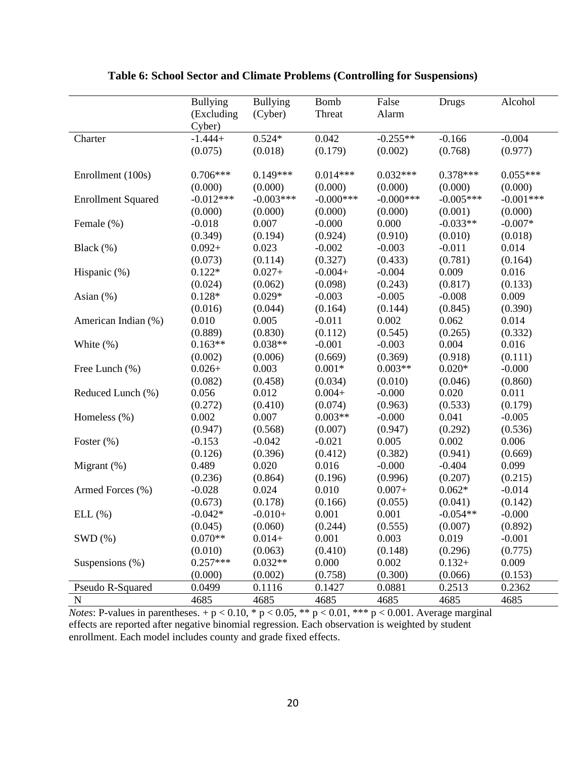**Table 6: School Sector and Climate Problems (Controlling for Suspensions)**

| | Bullying (Excluding Cyber) | Bullying (Cyber) | Bomb Threat | False Alarm | Drugs | Alcohol |
|---|---|---|---|---|---|---|
| Charter | -1.444+ | 0.524* | 0.042 | -0.255** | -0.166 | -0.004 |
| | (0.075) | (0.018) | (0.179) | (0.002) | (0.768) | (0.977) |
| Enrollment (100s) | 0.706*** | 0.149*** | 0.014*** | 0.032*** | 0.378*** | 0.055*** |
| | (0.000) | (0.000) | (0.000) | (0.000) | (0.000) | (0.000) |
| Enrollment Squared | -0.012*** | -0.003*** | -0.000*** | -0.000*** | -0.005*** | -0.001*** |
| | (0.000) | (0.000) | (0.000) | (0.000) | (0.001) | (0.000) |
| Female (%) | -0.018 | 0.007 | -0.000 | 0.000 | -0.033** | -0.007* |
| | (0.349) | (0.194) | (0.924) | (0.910) | (0.010) | (0.018) |
| Black (%) | 0.092+ | 0.023 | -0.002 | -0.003 | -0.011 | 0.014 |
| | (0.073) | (0.114) | (0.327) | (0.433) | (0.781) | (0.164) |
| Hispanic (%) | 0.122* | 0.027+ | -0.004+ | -0.004 | 0.009 | 0.016 |
| | (0.024) | (0.062) | (0.098) | (0.243) | (0.817) | (0.133) |
| Asian (%) | 0.128* | 0.029* | -0.003 | -0.005 | -0.008 | 0.009 |
| | (0.016) | (0.044) | (0.164) | (0.144) | (0.845) | (0.390) |
| American Indian (%) | 0.010 | 0.005 | -0.011 | 0.002 | 0.062 | 0.014 |
| | (0.889) | (0.830) | (0.112) | (0.545) | (0.265) | (0.332) |
| White (%) | 0.163** | 0.038** | -0.001 | -0.003 | 0.004 | 0.016 |
| | (0.002) | (0.006) | (0.669) | (0.369) | (0.918) | (0.111) |
| Free Lunch (%) | 0.026+ | 0.003 | 0.001* | 0.003** | 0.020* | -0.000 |
| | (0.082) | (0.458) | (0.034) | (0.010) | (0.046) | (0.860) |
| Reduced Lunch (%) | 0.056 | 0.012 | 0.004+ | -0.000 | 0.020 | 0.011 |
| | (0.272) | (0.410) | (0.074) | (0.963) | (0.533) | (0.179) |
| Homeless (%) | 0.002 | 0.007 | 0.003** | -0.000 | 0.041 | -0.005 |
| | (0.947) | (0.568) | (0.007) | (0.947) | (0.292) | (0.536) |
| Foster (%) | -0.153 | -0.042 | -0.021 | 0.005 | 0.002 | 0.006 |
| | (0.126) | (0.396) | (0.412) | (0.382) | (0.941) | (0.669) |
| Migrant (%) | 0.489 | 0.020 | 0.016 | -0.000 | -0.404 | 0.099 |
| | (0.236) | (0.864) | (0.196) | (0.996) | (0.207) | (0.215) |
| Armed Forces (%) | -0.028 | 0.024 | 0.010 | 0.007+ | 0.062* | -0.014 |
| | (0.673) | (0.178) | (0.166) | (0.055) | (0.041) | (0.142) |
| ELL (%) | -0.042* | -0.010+ | 0.001 | 0.001 | -0.054** | -0.000 |
| | (0.045) | (0.060) | (0.244) | (0.555) | (0.007) | (0.892) |
| SWD (%) | 0.070** | 0.014+ | 0.001 | 0.003 | 0.019 | -0.001 |
| | (0.010) | (0.063) | (0.410) | (0.148) | (0.296) | (0.775) |
| Suspensions (%) | 0.257*** | 0.032** | 0.000 | 0.002 | 0.132+ | 0.009 |
| | (0.000) | (0.002) | (0.758) | (0.300) | (0.066) | (0.153) |
| Pseudo R-Squared | 0.0499 | 0.1116 | 0.1427 | 0.0881 | 0.2513 | 0.2362 |
| N | 4685 | 4685 | 4685 | 4685 | 4685 | 4685 |

*Notes*: P-values in parentheses. + $p < 0.10$, * $p < 0.05$, ** $p < 0.01$, *** $p < 0.001$. Average marginal effects are reported after negative binomial regression. Each observation is weighted by student enrollment. Each model includes county and grade fixed effects.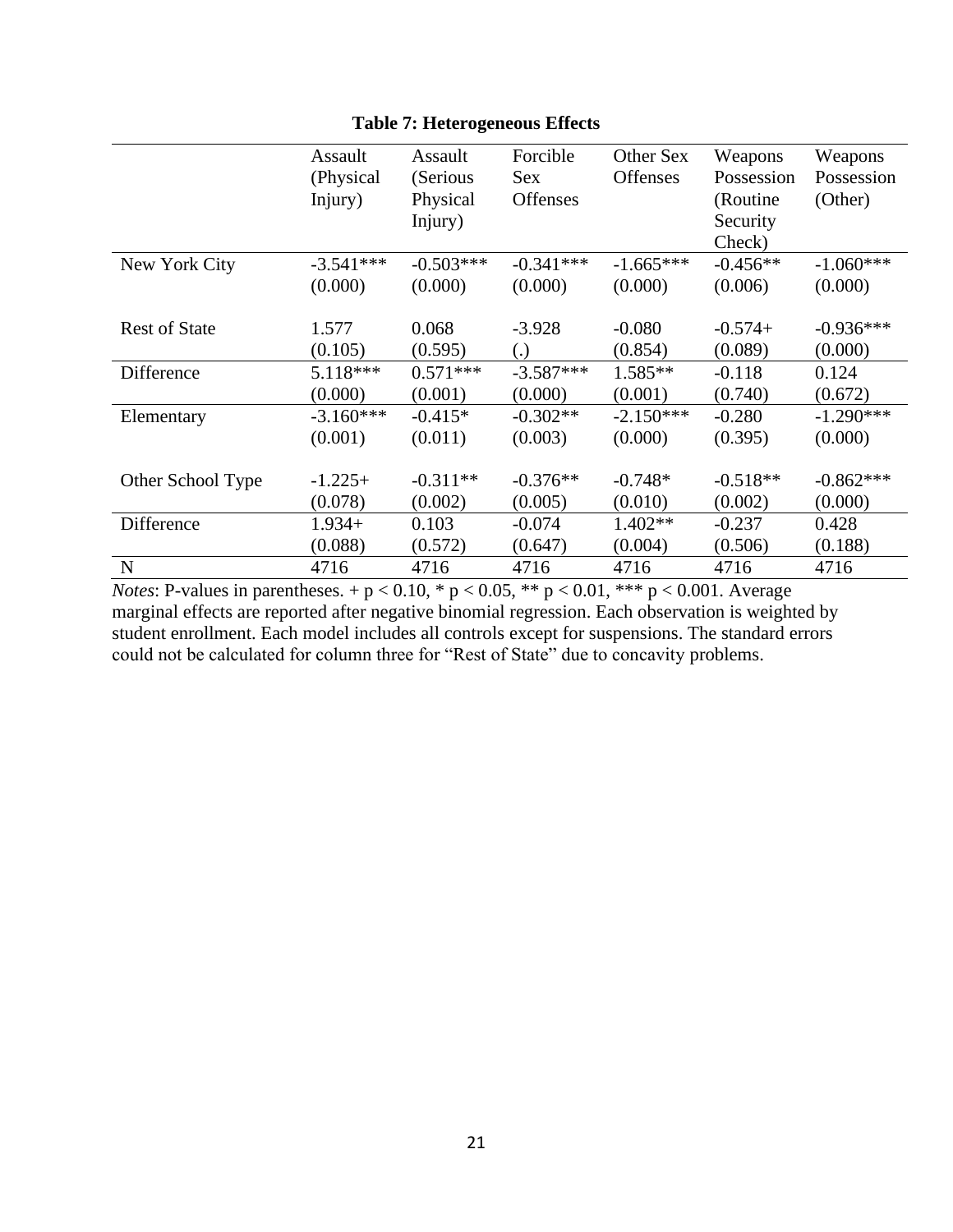**Table 7: Heterogeneous Effects**

| | Assault (Physical Injury) | Assault (Serious Physical Injury) | Forcible Sex Offenses | Other Sex Offenses | Weapons Possession (Routine Security Check) | Weapons Possession (Other) |
|---|---|---|---|---|---|---|
| New York City | -3.541*** | -0.503*** | -0.341*** | -1.665*** | -0.456** | -1.060*** |
| | (0.000) | (0.000) | (0.000) | (0.000) | (0.006) | (0.000) |
| Rest of State | 1.577 | 0.068 | -3.928 | -0.080 | -0.574+ | -0.936*** |
| | (0.105) | (0.595) | (.) | (0.854) | (0.089) | (0.000) |
| Difference | 5.118*** | 0.571*** | -3.587*** | 1.585** | -0.118 | 0.124 |
| | (0.000) | (0.001) | (0.000) | (0.001) | (0.740) | (0.672) |
| Elementary | -3.160*** | -0.415* | -0.302** | -2.150*** | -0.280 | -1.290*** |
| | (0.001) | (0.011) | (0.003) | (0.000) | (0.395) | (0.000) |
| Other School Type | -1.225+ | -0.311** | -0.376** | -0.748* | -0.518** | -0.862*** |
| | (0.078) | (0.002) | (0.005) | (0.010) | (0.002) | (0.000) |
| Difference | 1.934+ | 0.103 | -0.074 | 1.402** | -0.237 | 0.428 |
| | (0.088) | (0.572) | (0.647) | (0.004) | (0.506) | (0.188) |
| N | 4716 | 4716 | 4716 | 4716 | 4716 | 4716 |

*Notes*: P-values in parentheses. + $p < 0.10$, * $p < 0.05$, ** $p < 0.01$, *** $p < 0.001$. Average marginal effects are reported after negative binomial regression. Each observation is weighted by student enrollment. Each model includes all controls except for suspensions. The standard errors could not be calculated for column three for "Rest of State" due to concavity problems.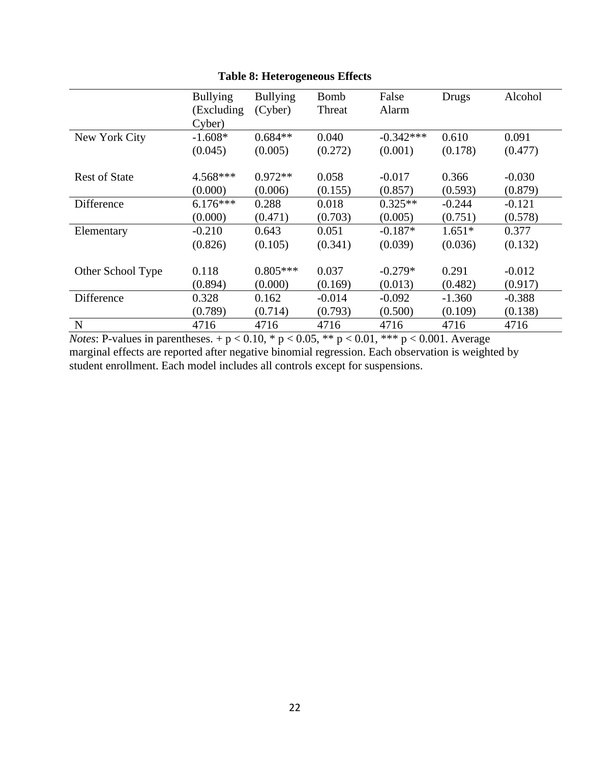**Table 8: Heterogeneous Effects**

| | Bullying (Excluding Cyber) | Bullying (Cyber) | Bomb Threat | False Alarm | Drugs | Alcohol |
|---|---|---|---|---|---|---|
| New York City | -1.608* | 0.684** | 0.040 | -0.342*** | 0.610 | 0.091 |
| | (0.045) | (0.005) | (0.272) | (0.001) | (0.178) | (0.477) |
| Rest of State | 4.568*** | 0.972** | 0.058 | -0.017 | 0.366 | -0.030 |
| | (0.000) | (0.006) | (0.155) | (0.857) | (0.593) | (0.879) |
| Difference | 6.176*** | 0.288 | 0.018 | 0.325** | -0.244 | -0.121 |
| | (0.000) | (0.471) | (0.703) | (0.005) | (0.751) | (0.578) |
| Elementary | -0.210 | 0.643 | 0.051 | -0.187* | 1.651* | 0.377 |
| | (0.826) | (0.105) | (0.341) | (0.039) | (0.036) | (0.132) |
| Other School Type | 0.118 | 0.805*** | 0.037 | -0.279* | 0.291 | -0.012 |
| | (0.894) | (0.000) | (0.169) | (0.013) | (0.482) | (0.917) |
| Difference | 0.328 | 0.162 | -0.014 | -0.092 | -1.360 | -0.388 |
| | (0.789) | (0.714) | (0.793) | (0.500) | (0.109) | (0.138) |
| N | 4716 | 4716 | 4716 | 4716 | 4716 | 4716 |

*Notes*: P-values in parentheses. + $p < 0.10$, * $p < 0.05$, ** $p < 0.01$, *** $p < 0.001$. Average marginal effects are reported after negative binomial regression. Each observation is weighted by student enrollment. Each model includes all controls except for suspensions.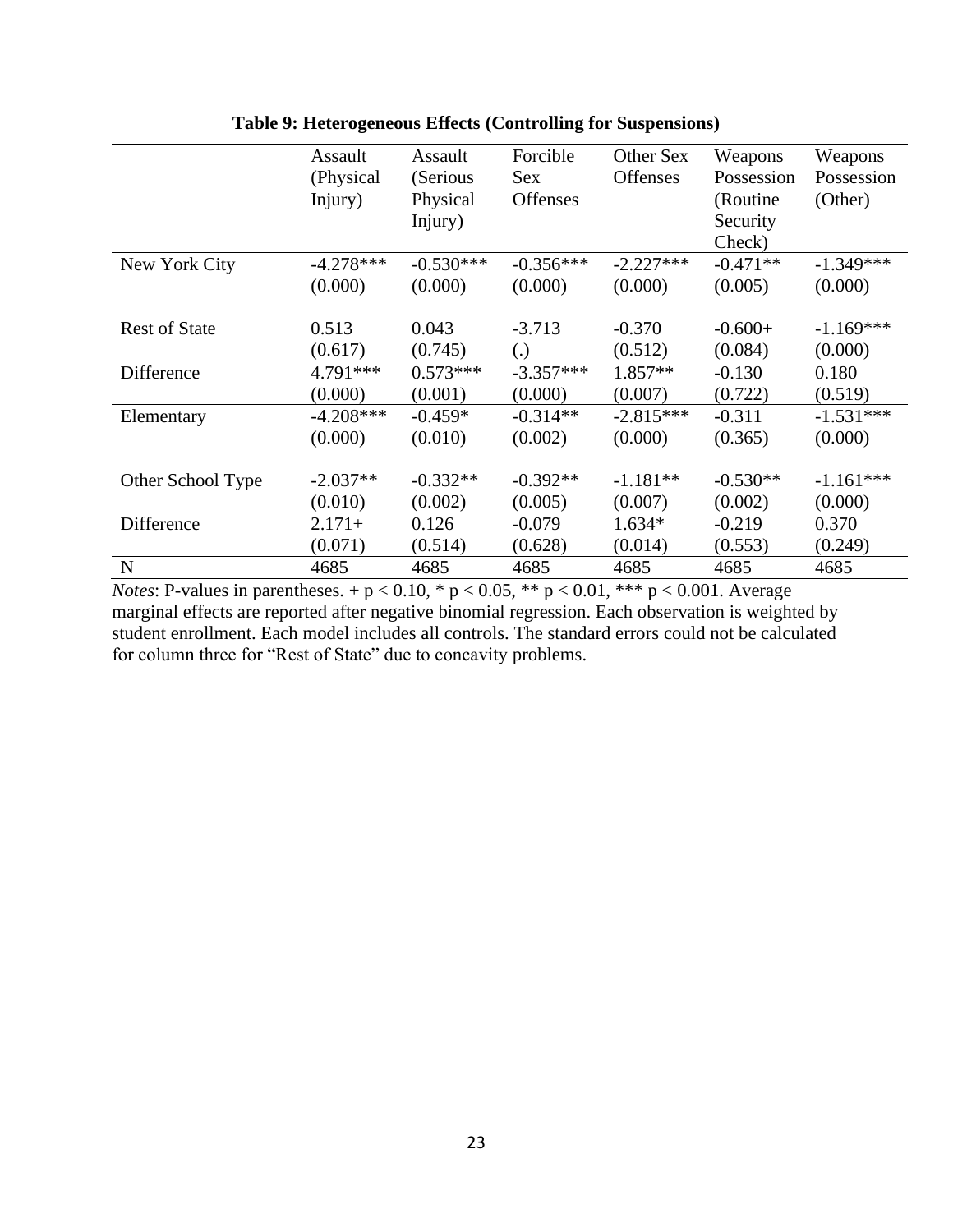**Table 9: Heterogeneous Effects (Controlling for Suspensions)**

| | Assault (Physical Injury) | Assault (Serious Physical Injury) | Forcible Sex Offenses | Other Sex Offenses | Weapons Possession (Routine Security Check) | Weapons Possession (Other) |
|---|---|---|---|---|---|---|
| New York City | -4.278*** | -0.530*** | -0.356*** | -2.227*** | -0.471** | -1.349*** |
| | (0.000) | (0.000) | (0.000) | (0.000) | (0.005) | (0.000) |
| Rest of State | 0.513 | 0.043 | -3.713 | -0.370 | -0.600+ | -1.169*** |
| | (0.617) | (0.745) | (.) | (0.512) | (0.084) | (0.000) |
| Difference | 4.791*** | 0.573*** | -3.357*** | 1.857** | -0.130 | 0.180 |
| | (0.000) | (0.001) | (0.000) | (0.007) | (0.722) | (0.519) |
| Elementary | -4.208*** | -0.459* | -0.314** | -2.815*** | -0.311 | -1.531*** |
| | (0.000) | (0.010) | (0.002) | (0.000) | (0.365) | (0.000) |
| Other School Type | -2.037** | -0.332** | -0.392** | -1.181** | -0.530** | -1.161*** |
| | (0.010) | (0.002) | (0.005) | (0.007) | (0.002) | (0.000) |
| Difference | 2.171+ | 0.126 | -0.079 | 1.634* | -0.219 | 0.370 |
| | (0.071) | (0.514) | (0.628) | (0.014) | (0.553) | (0.249) |
| N | 4685 | 4685 | 4685 | 4685 | 4685 | 4685 |

*Notes*: P-values in parentheses. + $p < 0.10$, * $p < 0.05$, ** $p < 0.01$, *** $p < 0.001$. Average marginal effects are reported after negative binomial regression. Each observation is weighted by student enrollment. Each model includes all controls. The standard errors could not be calculated for column three for "Rest of State" due to concavity problems.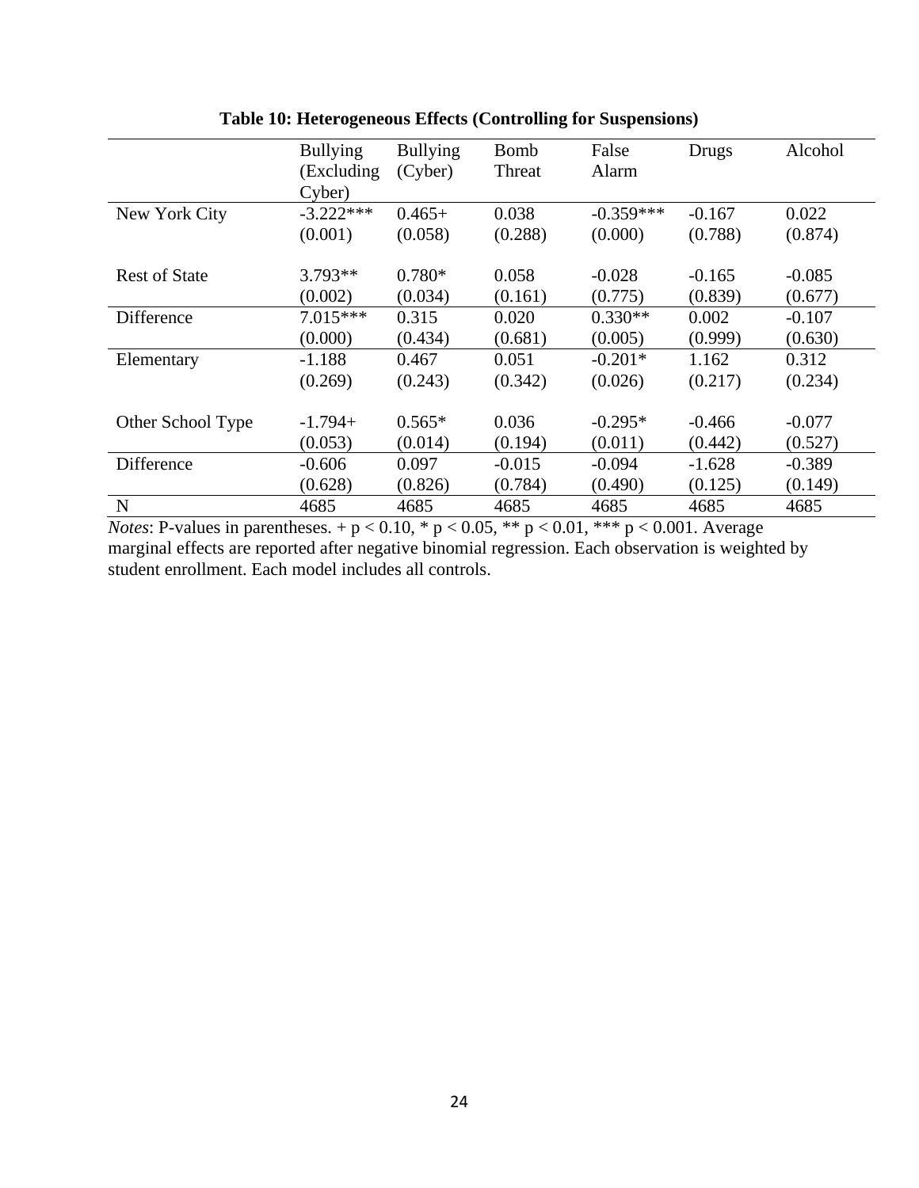**Table 10: Heterogeneous Effects (Controlling for Suspensions)**

| | Bullying (Excluding Cyber) | Bullying (Cyber) | Bomb Threat | False Alarm | Drugs | Alcohol |
|---|---|---|---|---|---|---|
| New York City | -3.222*** | 0.465+ | 0.038 | -0.359*** | -0.167 | 0.022 |
| | (0.001) | (0.058) | (0.288) | (0.000) | (0.788) | (0.874) |
| Rest of State | 3.793** | 0.780* | 0.058 | -0.028 | -0.165 | -0.085 |
| | (0.002) | (0.034) | (0.161) | (0.775) | (0.839) | (0.677) |
| Difference | 7.015*** | 0.315 | 0.020 | 0.330** | 0.002 | -0.107 |
| | (0.000) | (0.434) | (0.681) | (0.005) | (0.999) | (0.630) |
| Elementary | -1.188 | 0.467 | 0.051 | -0.201* | 1.162 | 0.312 |
| | (0.269) | (0.243) | (0.342) | (0.026) | (0.217) | (0.234) |
| Other School Type | -1.794+ | 0.565* | 0.036 | -0.295* | -0.466 | -0.077 |
| | (0.053) | (0.014) | (0.194) | (0.011) | (0.442) | (0.527) |
| Difference | -0.606 | 0.097 | -0.015 | -0.094 | -1.628 | -0.389 |
| | (0.628) | (0.826) | (0.784) | (0.490) | (0.125) | (0.149) |
| N | 4685 | 4685 | 4685 | 4685 | 4685 | 4685 |

*Notes*: P-values in parentheses. + $p < 0.10$, * $p < 0.05$, ** $p < 0.01$, *** $p < 0.001$. Average marginal effects are reported after negative binomial regression. Each observation is weighted by student enrollment. Each model includes all controls.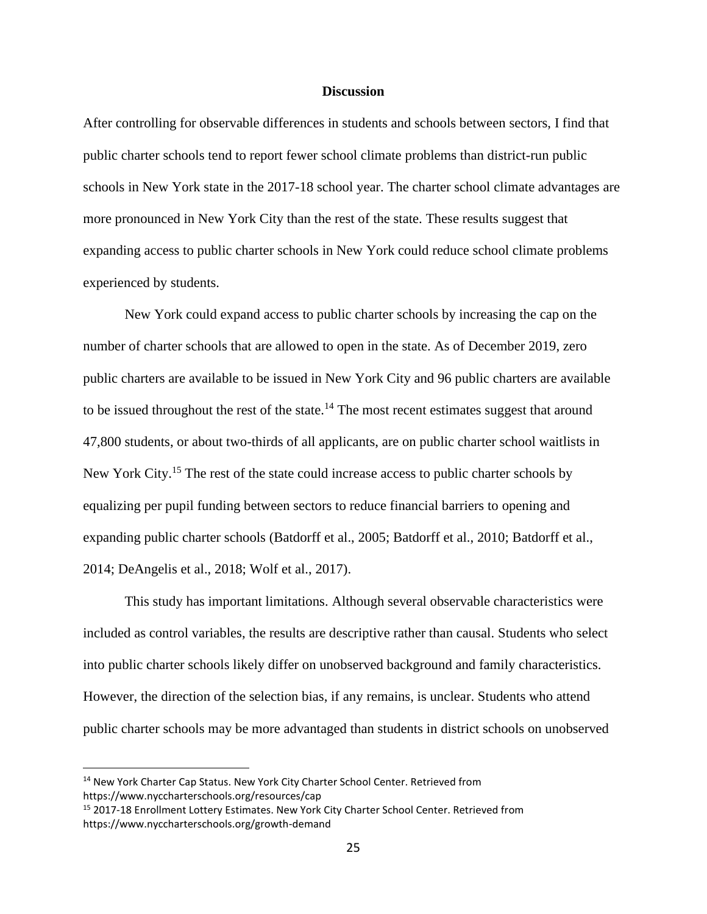## Discussion

After controlling for observable differences in students and schools between sectors, I find that public charter schools tend to report fewer school climate problems than district-run public schools in New York state in the 2017-18 school year. The charter school climate advantages are more pronounced in New York City than the rest of the state. These results suggest that expanding access to public charter schools in New York could reduce school climate problems experienced by students.

New York could expand access to public charter schools by increasing the cap on the number of charter schools that are allowed to open in the state. As of December 2019, zero public charters are available to be issued in New York City and 96 public charters are available to be issued throughout the rest of the state.[14] The most recent estimates suggest that around 47,800 students, or about two-thirds of all applicants, are on public charter school waitlists in New York City.[15] The rest of the state could increase access to public charter schools by equalizing per pupil funding between sectors to reduce financial barriers to opening and expanding public charter schools (Batdorff et al., 2005; Batdorff et al., 2010; Batdorff et al., 2014; DeAngelis et al., 2018; Wolf et al., 2017).

This study has important limitations. Although several observable characteristics were included as control variables, the results are descriptive rather than causal. Students who select into public charter schools likely differ on unobserved background and family characteristics. However, the direction of the selection bias, if any remains, is unclear. Students who attend public charter schools may be more advantaged than students in district schools on unobserved

---

[14] New York Charter Cap Status. New York City Charter School Center. Retrieved from https://www.nyccharterschools.org/resources/cap

[15] 2017-18 Enrollment Lottery Estimates. New York City Charter School Center. Retrieved from https://www.nyccharterschools.org/growth-demand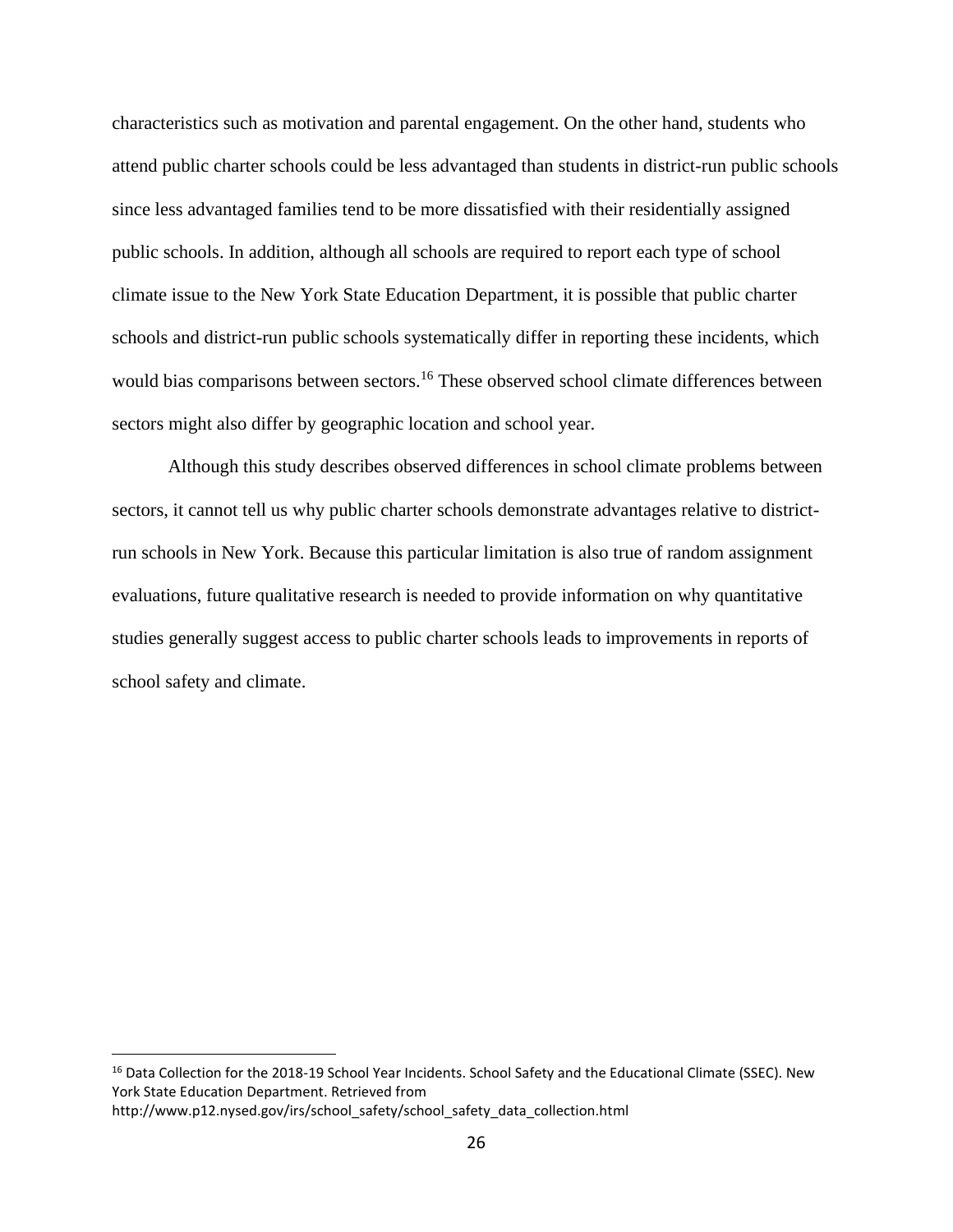characteristics such as motivation and parental engagement. On the other hand, students who attend public charter schools could be less advantaged than students in district-run public schools since less advantaged families tend to be more dissatisfied with their residentially assigned public schools. In addition, although all schools are required to report each type of school climate issue to the New York State Education Department, it is possible that public charter schools and district-run public schools systematically differ in reporting these incidents, which would bias comparisons between sectors.[16] These observed school climate differences between sectors might also differ by geographic location and school year.

Although this study describes observed differences in school climate problems between sectors, it cannot tell us why public charter schools demonstrate advantages relative to district-run schools in New York. Because this particular limitation is also true of random assignment evaluations, future qualitative research is needed to provide information on why quantitative studies generally suggest access to public charter schools leads to improvements in reports of school safety and climate.

---

[16] Data Collection for the 2018-19 School Year Incidents. School Safety and the Educational Climate (SSEC). New York State Education Department. Retrieved from http://www.p12.nysed.gov/irs/school_safety/school_safety_data_collection.html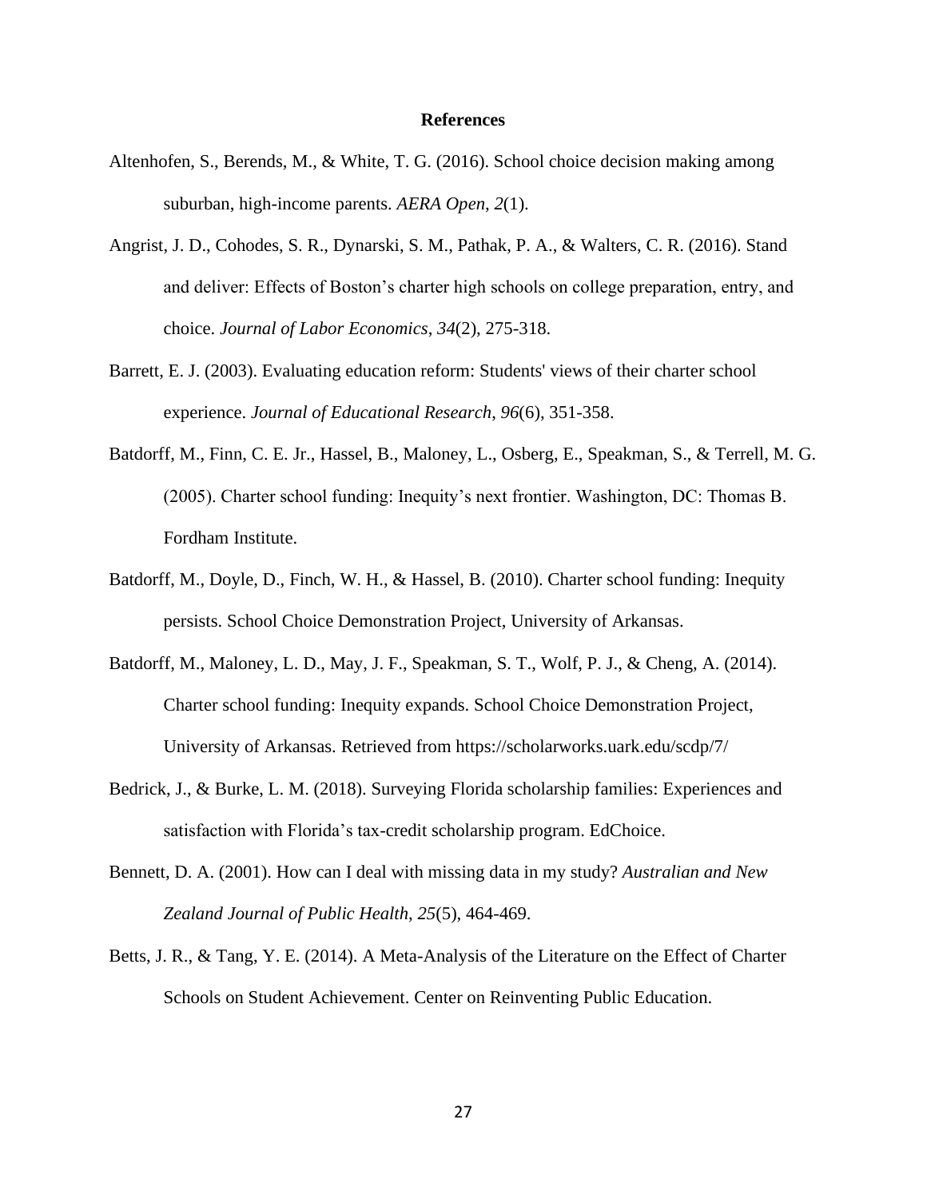# References

Altenhofen, S., Berends, M., & White, T. G. (2016). School choice decision making among suburban, high-income parents. *AERA Open*, *2*(1).

Angrist, J. D., Cohodes, S. R., Dynarski, S. M., Pathak, P. A., & Walters, C. R. (2016). Stand and deliver: Effects of Boston's charter high schools on college preparation, entry, and choice. *Journal of Labor Economics*, *34*(2), 275-318.

Barrett, E. J. (2003). Evaluating education reform: Students' views of their charter school experience. *Journal of Educational Research*, *96*(6), 351-358.

Batdorff, M., Finn, C. E. Jr., Hassel, B., Maloney, L., Osberg, E., Speakman, S., & Terrell, M. G. (2005). Charter school funding: Inequity's next frontier. Washington, DC: Thomas B. Fordham Institute.

Batdorff, M., Doyle, D., Finch, W. H., & Hassel, B. (2010). Charter school funding: Inequity persists. School Choice Demonstration Project, University of Arkansas.

Batdorff, M., Maloney, L. D., May, J. F., Speakman, S. T., Wolf, P. J., & Cheng, A. (2014). Charter school funding: Inequity expands. School Choice Demonstration Project, University of Arkansas. Retrieved from https://scholarworks.uark.edu/scdp/7/

Bedrick, J., & Burke, L. M. (2018). Surveying Florida scholarship families: Experiences and satisfaction with Florida's tax-credit scholarship program. EdChoice.

Bennett, D. A. (2001). How can I deal with missing data in my study? *Australian and New Zealand Journal of Public Health*, *25*(5), 464-469.

Betts, J. R., & Tang, Y. E. (2014). A Meta-Analysis of the Literature on the Effect of Charter Schools on Student Achievement. Center on Reinventing Public Education.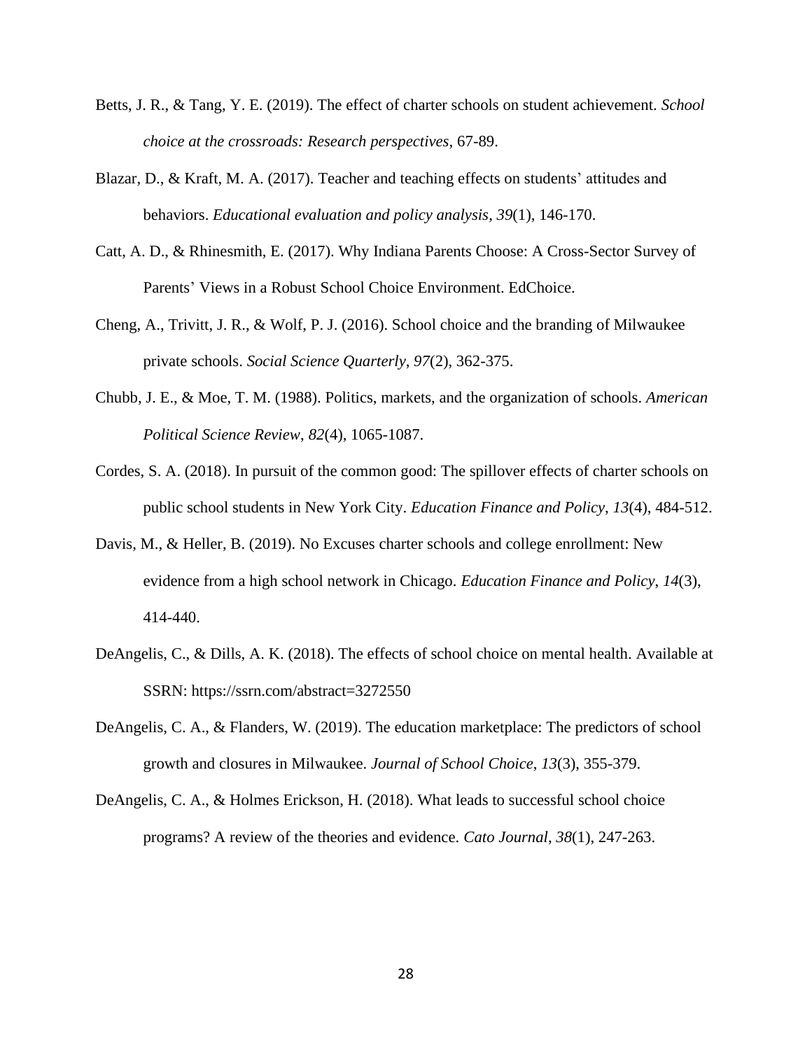Betts, J. R., & Tang, Y. E. (2019). The effect of charter schools on student achievement. *School choice at the crossroads: Research perspectives*, 67-89.

Blazar, D., & Kraft, M. A. (2017). Teacher and teaching effects on students' attitudes and behaviors. *Educational evaluation and policy analysis*, *39*(1), 146-170.

Catt, A. D., & Rhinesmith, E. (2017). Why Indiana Parents Choose: A Cross-Sector Survey of Parents' Views in a Robust School Choice Environment. EdChoice.

Cheng, A., Trivitt, J. R., & Wolf, P. J. (2016). School choice and the branding of Milwaukee private schools. *Social Science Quarterly*, *97*(2), 362-375.

Chubb, J. E., & Moe, T. M. (1988). Politics, markets, and the organization of schools. *American Political Science Review*, *82*(4), 1065-1087.

Cordes, S. A. (2018). In pursuit of the common good: The spillover effects of charter schools on public school students in New York City. *Education Finance and Policy*, *13*(4), 484-512.

Davis, M., & Heller, B. (2019). No Excuses charter schools and college enrollment: New evidence from a high school network in Chicago. *Education Finance and Policy*, *14*(3), 414-440.

DeAngelis, C., & Dills, A. K. (2018). The effects of school choice on mental health. Available at SSRN: https://ssrn.com/abstract=3272550

DeAngelis, C. A., & Flanders, W. (2019). The education marketplace: The predictors of school growth and closures in Milwaukee. *Journal of School Choice*, *13*(3), 355-379.

DeAngelis, C. A., & Holmes Erickson, H. (2018). What leads to successful school choice programs? A review of the theories and evidence. *Cato Journal*, *38*(1), 247-263.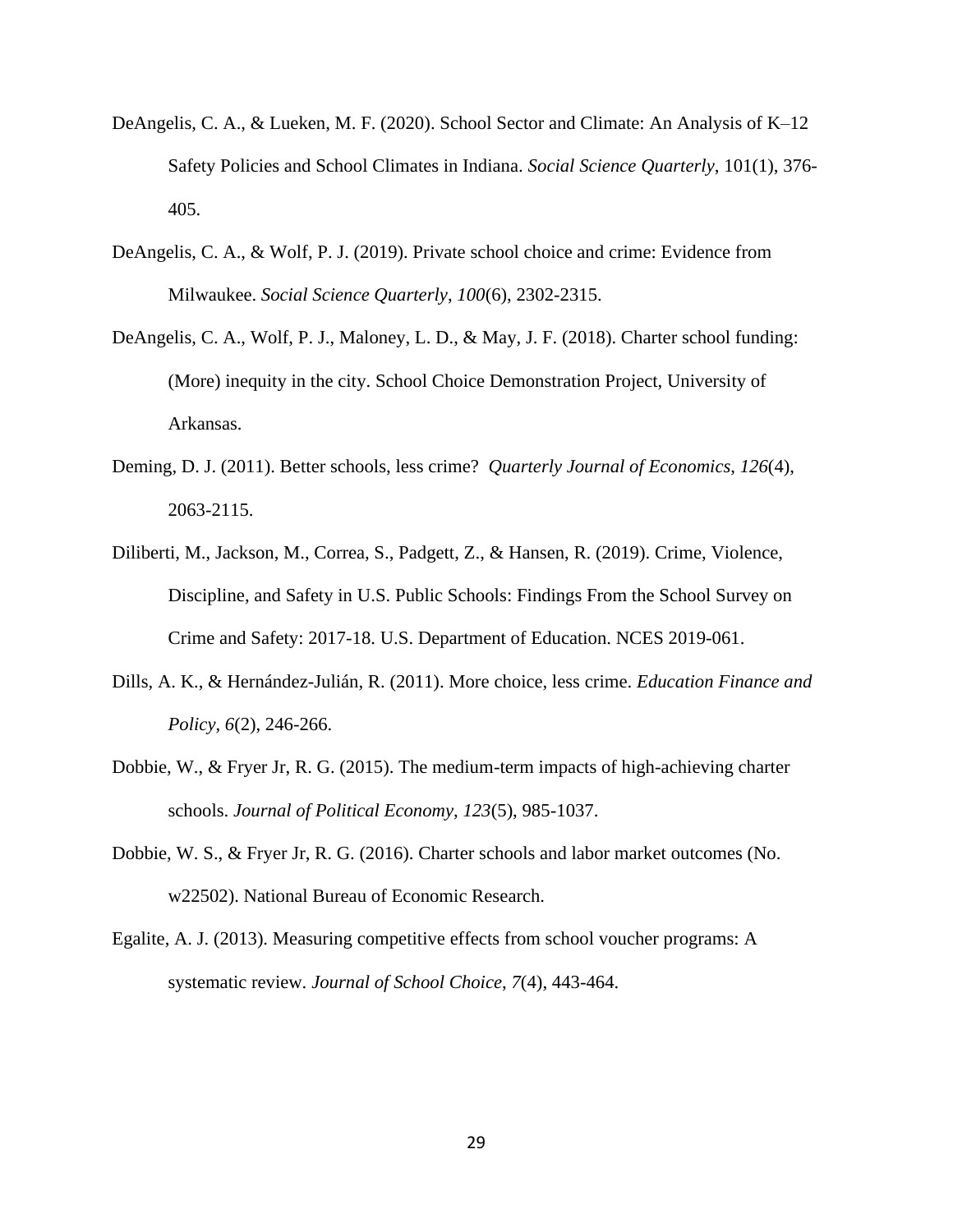DeAngelis, C. A., & Lueken, M. F. (2020). School Sector and Climate: An Analysis of K–12 Safety Policies and School Climates in Indiana. *Social Science Quarterly*, 101(1), 376-405.

DeAngelis, C. A., & Wolf, P. J. (2019). Private school choice and crime: Evidence from Milwaukee. *Social Science Quarterly*, *100*(6), 2302-2315.

DeAngelis, C. A., Wolf, P. J., Maloney, L. D., & May, J. F. (2018). Charter school funding: (More) inequity in the city. School Choice Demonstration Project, University of Arkansas.

Deming, D. J. (2011). Better schools, less crime? *Quarterly Journal of Economics*, *126*(4), 2063-2115.

Diliberti, M., Jackson, M., Correa, S., Padgett, Z., & Hansen, R. (2019). Crime, Violence, Discipline, and Safety in U.S. Public Schools: Findings From the School Survey on Crime and Safety: 2017-18. U.S. Department of Education. NCES 2019-061.

Dills, A. K., & Hernández-Julián, R. (2011). More choice, less crime. *Education Finance and Policy*, *6*(2), 246-266.

Dobbie, W., & Fryer Jr, R. G. (2015). The medium-term impacts of high-achieving charter schools. *Journal of Political Economy*, *123*(5), 985-1037.

Dobbie, W. S., & Fryer Jr, R. G. (2016). Charter schools and labor market outcomes (No. w22502). National Bureau of Economic Research.

Egalite, A. J. (2013). Measuring competitive effects from school voucher programs: A systematic review. *Journal of School Choice*, *7*(4), 443-464.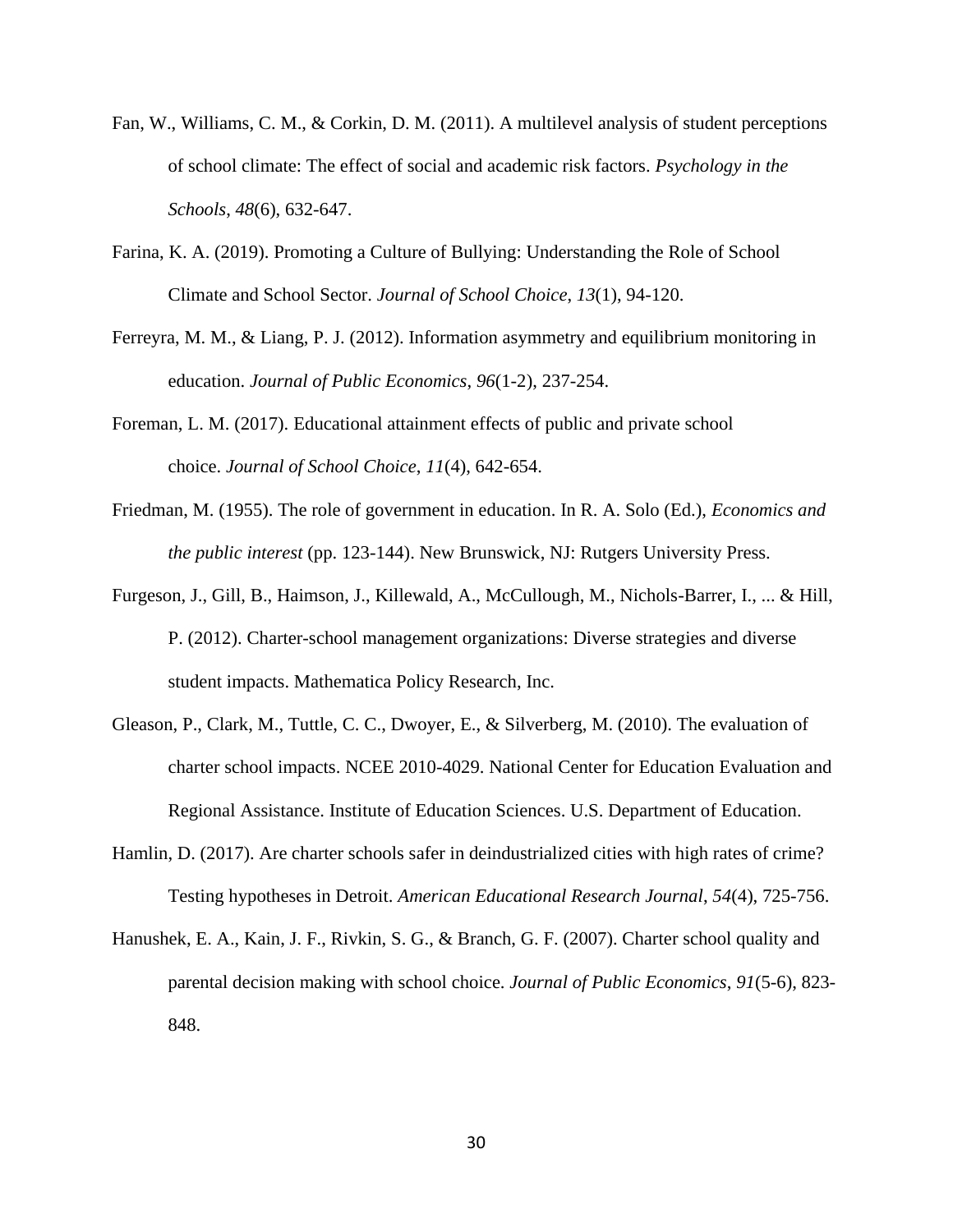Fan, W., Williams, C. M., & Corkin, D. M. (2011). A multilevel analysis of student perceptions of school climate: The effect of social and academic risk factors. *Psychology in the Schools*, *48*(6), 632-647.

Farina, K. A. (2019). Promoting a Culture of Bullying: Understanding the Role of School Climate and School Sector. *Journal of School Choice*, *13*(1), 94-120.

Ferreyra, M. M., & Liang, P. J. (2012). Information asymmetry and equilibrium monitoring in education. *Journal of Public Economics*, *96*(1-2), 237-254.

Foreman, L. M. (2017). Educational attainment effects of public and private school choice. *Journal of School Choice*, *11*(4), 642-654.

Friedman, M. (1955). The role of government in education. In R. A. Solo (Ed.), *Economics and the public interest* (pp. 123-144). New Brunswick, NJ: Rutgers University Press.

Furgeson, J., Gill, B., Haimson, J., Killewald, A., McCullough, M., Nichols-Barrer, I., ... & Hill, P. (2012). Charter-school management organizations: Diverse strategies and diverse student impacts. Mathematica Policy Research, Inc.

Gleason, P., Clark, M., Tuttle, C. C., Dwoyer, E., & Silverberg, M. (2010). The evaluation of charter school impacts. NCEE 2010-4029. National Center for Education Evaluation and Regional Assistance. Institute of Education Sciences. U.S. Department of Education.

Hamlin, D. (2017). Are charter schools safer in deindustrialized cities with high rates of crime? Testing hypotheses in Detroit. *American Educational Research Journal*, *54*(4), 725-756.

Hanushek, E. A., Kain, J. F., Rivkin, S. G., & Branch, G. F. (2007). Charter school quality and parental decision making with school choice. *Journal of Public Economics*, *91*(5-6), 823-848.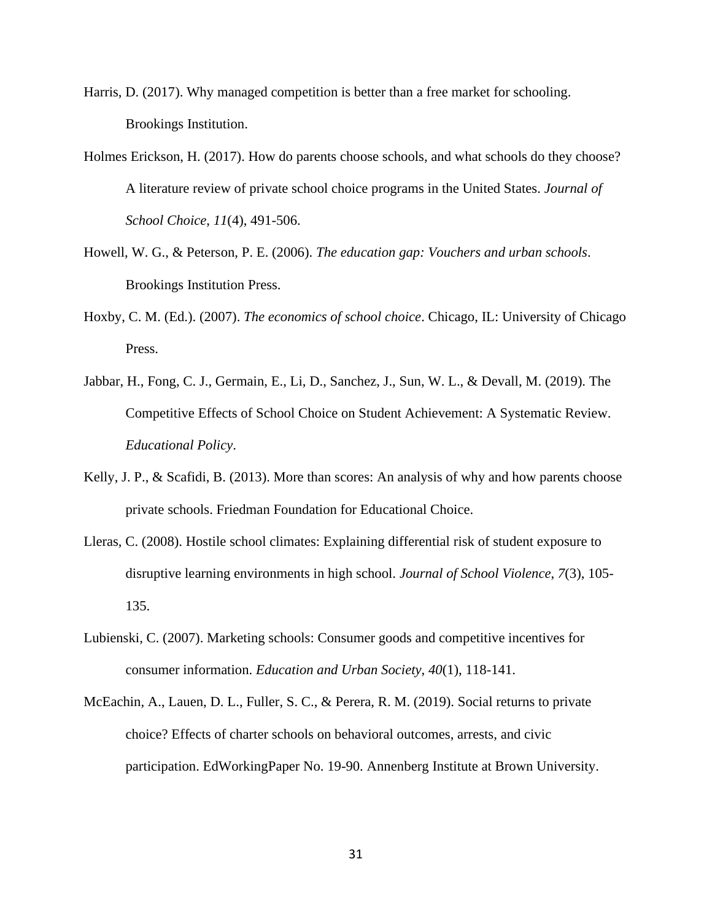Harris, D. (2017). Why managed competition is better than a free market for schooling. Brookings Institution.

Holmes Erickson, H. (2017). How do parents choose schools, and what schools do they choose? A literature review of private school choice programs in the United States. *Journal of School Choice*, *11*(4), 491-506.

Howell, W. G., & Peterson, P. E. (2006). *The education gap: Vouchers and urban schools*. Brookings Institution Press.

Hoxby, C. M. (Ed.). (2007). *The economics of school choice*. Chicago, IL: University of Chicago Press.

Jabbar, H., Fong, C. J., Germain, E., Li, D., Sanchez, J., Sun, W. L., & Devall, M. (2019). The Competitive Effects of School Choice on Student Achievement: A Systematic Review. *Educational Policy*.

Kelly, J. P., & Scafidi, B. (2013). More than scores: An analysis of why and how parents choose private schools. Friedman Foundation for Educational Choice.

Lleras, C. (2008). Hostile school climates: Explaining differential risk of student exposure to disruptive learning environments in high school. *Journal of School Violence*, *7*(3), 105-135.

Lubienski, C. (2007). Marketing schools: Consumer goods and competitive incentives for consumer information. *Education and Urban Society*, *40*(1), 118-141.

McEachin, A., Lauen, D. L., Fuller, S. C., & Perera, R. M. (2019). Social returns to private choice? Effects of charter schools on behavioral outcomes, arrests, and civic participation. EdWorkingPaper No. 19-90. Annenberg Institute at Brown University.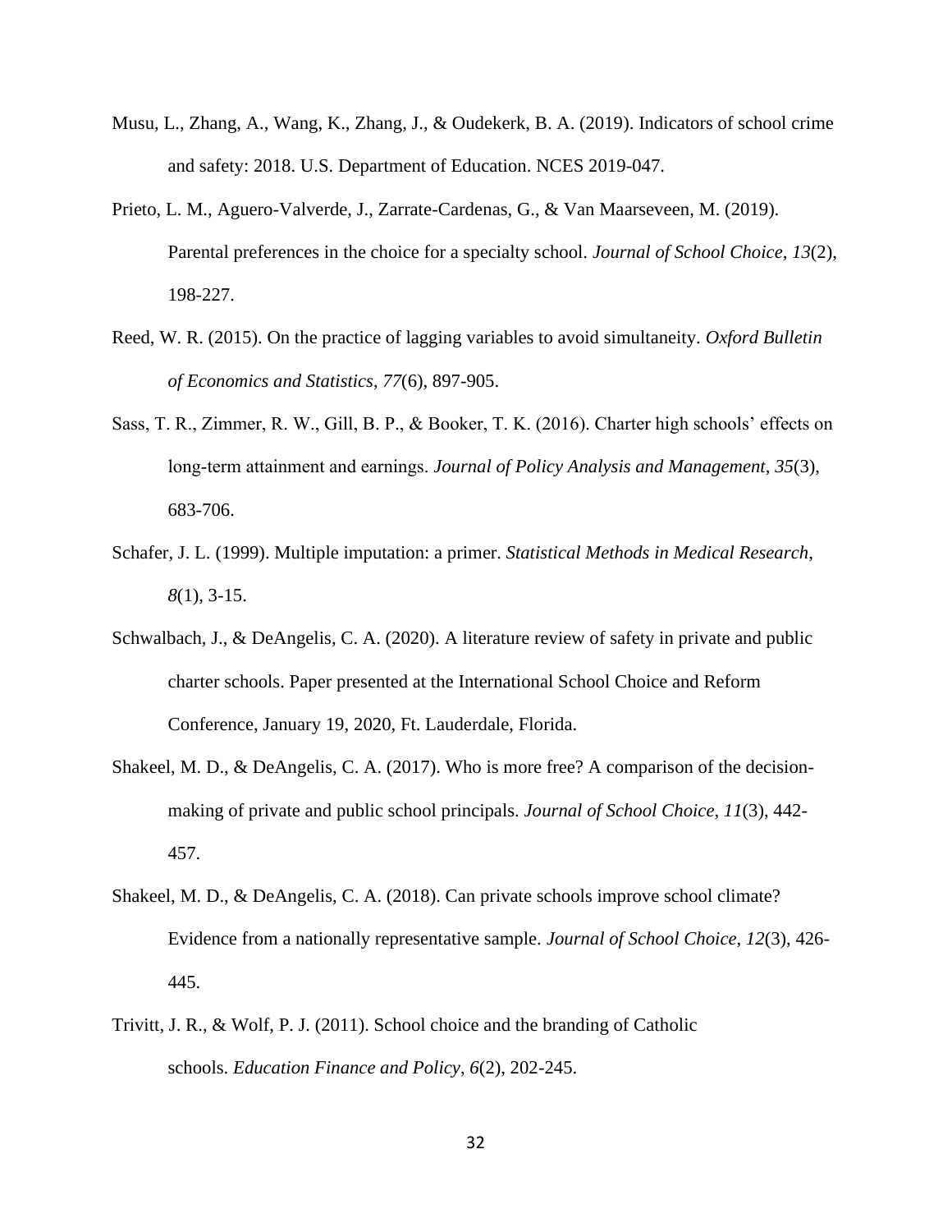Musu, L., Zhang, A., Wang, K., Zhang, J., & Oudekerk, B. A. (2019). Indicators of school crime and safety: 2018. U.S. Department of Education. NCES 2019-047.

Prieto, L. M., Aguero-Valverde, J., Zarrate-Cardenas, G., & Van Maarseveen, M. (2019). Parental preferences in the choice for a specialty school. *Journal of School Choice*, *13*(2), 198-227.

Reed, W. R. (2015). On the practice of lagging variables to avoid simultaneity. *Oxford Bulletin of Economics and Statistics*, *77*(6), 897-905.

Sass, T. R., Zimmer, R. W., Gill, B. P., & Booker, T. K. (2016). Charter high schools' effects on long-term attainment and earnings. *Journal of Policy Analysis and Management*, *35*(3), 683-706.

Schafer, J. L. (1999). Multiple imputation: a primer. *Statistical Methods in Medical Research*, *8*(1), 3-15.

Schwalbach, J., & DeAngelis, C. A. (2020). A literature review of safety in private and public charter schools. Paper presented at the International School Choice and Reform Conference, January 19, 2020, Ft. Lauderdale, Florida.

Shakeel, M. D., & DeAngelis, C. A. (2017). Who is more free? A comparison of the decision-making of private and public school principals. *Journal of School Choice*, *11*(3), 442-457.

Shakeel, M. D., & DeAngelis, C. A. (2018). Can private schools improve school climate? Evidence from a nationally representative sample. *Journal of School Choice*, *12*(3), 426-445.

Trivitt, J. R., & Wolf, P. J. (2011). School choice and the branding of Catholic schools. *Education Finance and Policy*, *6*(2), 202-245.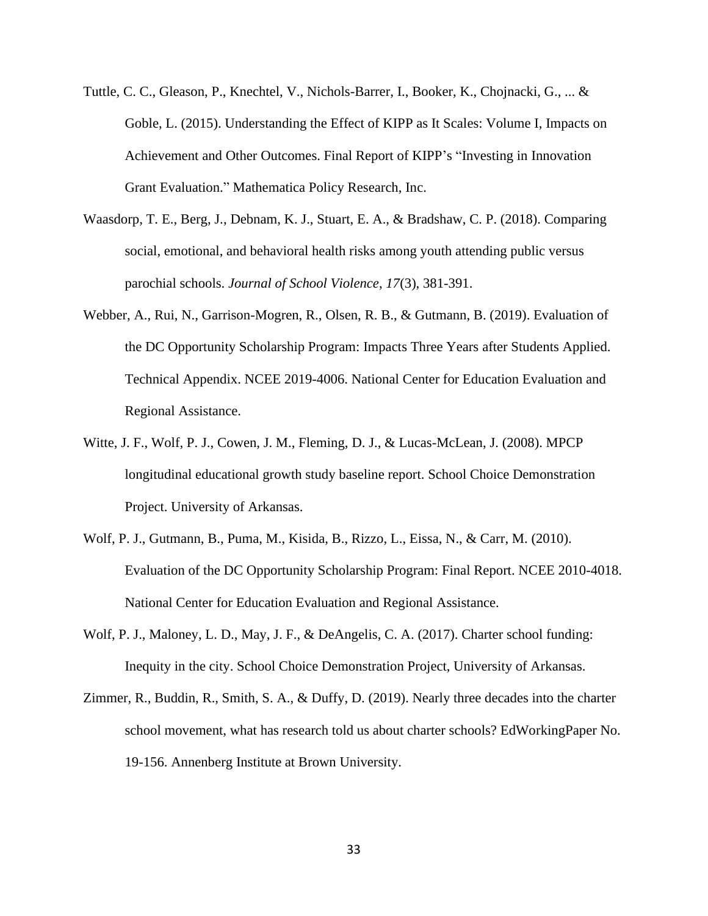Tuttle, C. C., Gleason, P., Knechtel, V., Nichols-Barrer, I., Booker, K., Chojnacki, G., ... & Goble, L. (2015). Understanding the Effect of KIPP as It Scales: Volume I, Impacts on Achievement and Other Outcomes. Final Report of KIPP's "Investing in Innovation Grant Evaluation." Mathematica Policy Research, Inc.

Waasdorp, T. E., Berg, J., Debnam, K. J., Stuart, E. A., & Bradshaw, C. P. (2018). Comparing social, emotional, and behavioral health risks among youth attending public versus parochial schools. *Journal of School Violence*, *17*(3), 381-391.

Webber, A., Rui, N., Garrison-Mogren, R., Olsen, R. B., & Gutmann, B. (2019). Evaluation of the DC Opportunity Scholarship Program: Impacts Three Years after Students Applied. Technical Appendix. NCEE 2019-4006. National Center for Education Evaluation and Regional Assistance.

Witte, J. F., Wolf, P. J., Cowen, J. M., Fleming, D. J., & Lucas-McLean, J. (2008). MPCP longitudinal educational growth study baseline report. School Choice Demonstration Project. University of Arkansas.

Wolf, P. J., Gutmann, B., Puma, M., Kisida, B., Rizzo, L., Eissa, N., & Carr, M. (2010). Evaluation of the DC Opportunity Scholarship Program: Final Report. NCEE 2010-4018. National Center for Education Evaluation and Regional Assistance.

Wolf, P. J., Maloney, L. D., May, J. F., & DeAngelis, C. A. (2017). Charter school funding: Inequity in the city. School Choice Demonstration Project, University of Arkansas.

Zimmer, R., Buddin, R., Smith, S. A., & Duffy, D. (2019). Nearly three decades into the charter school movement, what has research told us about charter schools? EdWorkingPaper No. 19-156. Annenberg Institute at Brown University.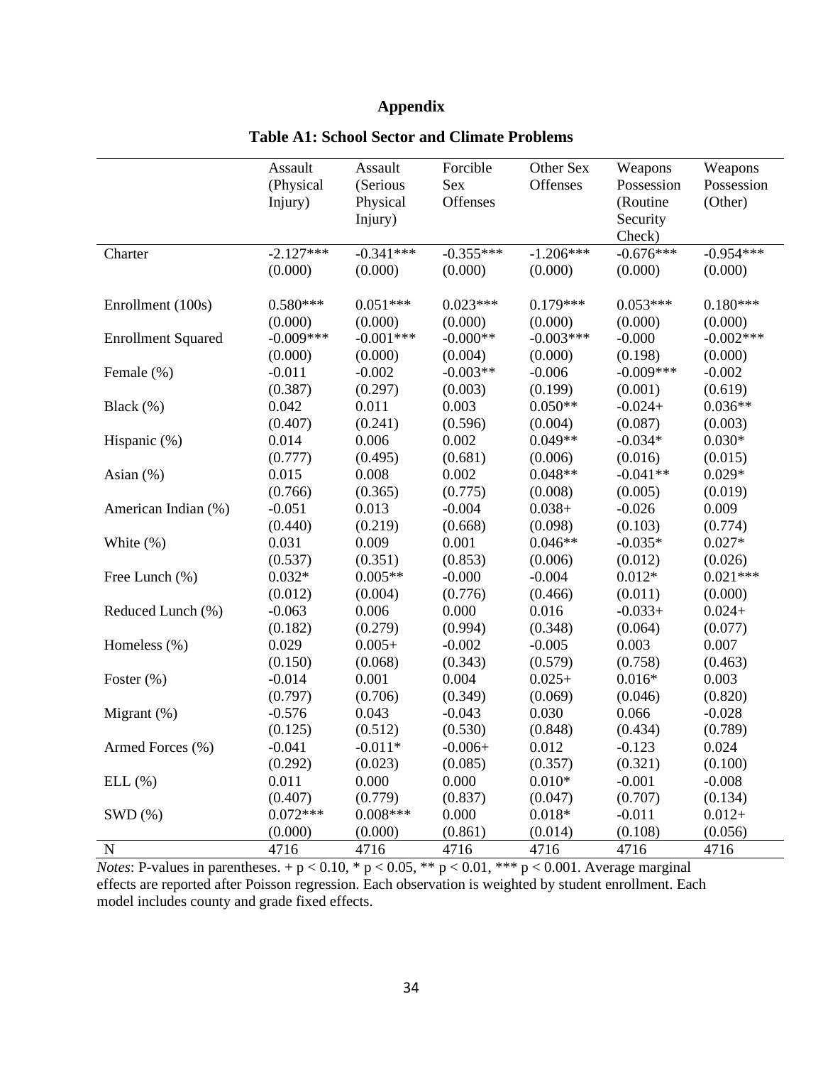# Appendix

## Table A1: School Sector and Climate Problems

| | Assault (Physical Injury) | Assault (Serious Physical Injury) | Forcible Sex Offenses | Other Sex Offenses | Weapons Possession (Routine Security Check) | Weapons Possession (Other) |
|---|---|---|---|---|---|---|
| Charter | -2.127*** | -0.341*** | -0.355*** | -1.206*** | -0.676*** | -0.954*** |
| | (0.000) | (0.000) | (0.000) | (0.000) | (0.000) | (0.000) |
| Enrollment (100s) | 0.580*** | 0.051*** | 0.023*** | 0.179*** | 0.053*** | 0.180*** |
| | (0.000) | (0.000) | (0.000) | (0.000) | (0.000) | (0.000) |
| Enrollment Squared | -0.009*** | -0.001*** | -0.000** | -0.003*** | -0.000 | -0.002*** |
| | (0.000) | (0.000) | (0.004) | (0.000) | (0.198) | (0.000) |
| Female (%) | -0.011 | -0.002 | -0.003** | -0.006 | -0.009*** | -0.002 |
| | (0.387) | (0.297) | (0.003) | (0.199) | (0.001) | (0.619) |
| Black (%) | 0.042 | 0.011 | 0.003 | 0.050** | -0.024+ | 0.036** |
| | (0.407) | (0.241) | (0.596) | (0.004) | (0.087) | (0.003) |
| Hispanic (%) | 0.014 | 0.006 | 0.002 | 0.049** | -0.034* | 0.030* |
| | (0.777) | (0.495) | (0.681) | (0.006) | (0.016) | (0.015) |
| Asian (%) | 0.015 | 0.008 | 0.002 | 0.048** | -0.041** | 0.029* |
| | (0.766) | (0.365) | (0.775) | (0.008) | (0.005) | (0.019) |
| American Indian (%) | -0.051 | 0.013 | -0.004 | 0.038+ | -0.026 | 0.009 |
| | (0.440) | (0.219) | (0.668) | (0.098) | (0.103) | (0.774) |
| White (%) | 0.031 | 0.009 | 0.001 | 0.046** | -0.035* | 0.027* |
| | (0.537) | (0.351) | (0.853) | (0.006) | (0.012) | (0.026) |
| Free Lunch (%) | 0.032* | 0.005** | -0.000 | -0.004 | 0.012* | 0.021*** |
| | (0.012) | (0.004) | (0.776) | (0.466) | (0.011) | (0.000) |
| Reduced Lunch (%) | -0.063 | 0.006 | 0.000 | 0.016 | -0.033+ | 0.024+ |
| | (0.182) | (0.279) | (0.994) | (0.348) | (0.064) | (0.077) |
| Homeless (%) | 0.029 | 0.005+ | -0.002 | -0.005 | 0.003 | 0.007 |
| | (0.150) | (0.068) | (0.343) | (0.579) | (0.758) | (0.463) |
| Foster (%) | -0.014 | 0.001 | 0.004 | 0.025+ | 0.016* | 0.003 |
| | (0.797) | (0.706) | (0.349) | (0.069) | (0.046) | (0.820) |
| Migrant (%) | -0.576 | 0.043 | -0.043 | 0.030 | 0.066 | -0.028 |
| | (0.125) | (0.512) | (0.530) | (0.848) | (0.434) | (0.789) |
| Armed Forces (%) | -0.041 | -0.011* | -0.006+ | 0.012 | -0.123 | 0.024 |
| | (0.292) | (0.023) | (0.085) | (0.357) | (0.321) | (0.100) |
| ELL (%) | 0.011 | 0.000 | 0.000 | 0.010* | -0.001 | -0.008 |
| | (0.407) | (0.779) | (0.837) | (0.047) | (0.707) | (0.134) |
| SWD (%) | 0.072*** | 0.008*** | 0.000 | 0.018* | -0.011 | 0.012+ |
| | (0.000) | (0.000) | (0.861) | (0.014) | (0.108) | (0.056) |
| N | 4716 | 4716 | 4716 | 4716 | 4716 | 4716 |

*Notes*: P-values in parentheses. + p < 0.10, * p < 0.05, ** p < 0.01, *** p < 0.001. Average marginal effects are reported after Poisson regression. Each observation is weighted by student enrollment. Each model includes county and grade fixed effects.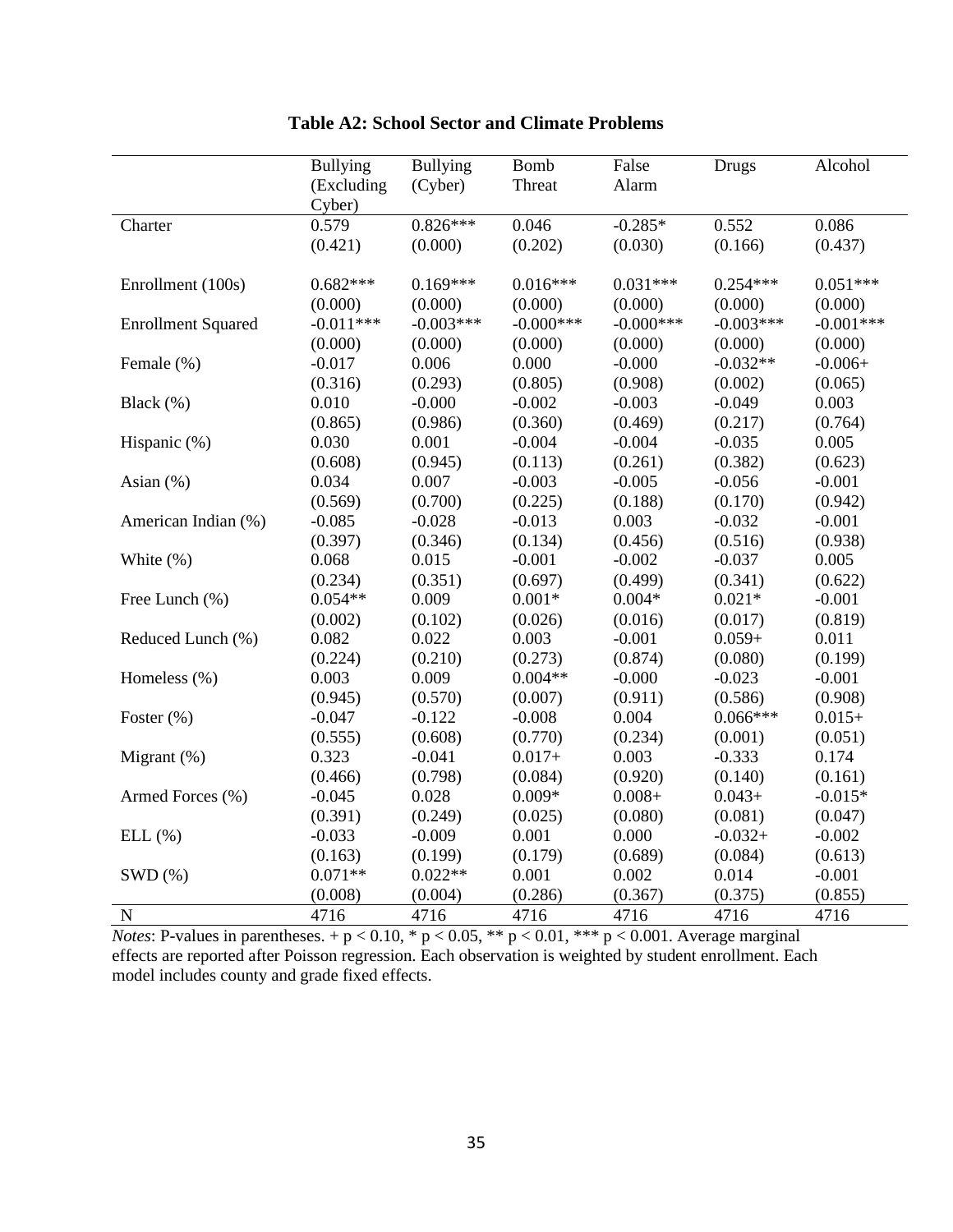**Table A2: School Sector and Climate Problems**

| | Bullying (Excluding Cyber) | Bullying (Cyber) | Bomb Threat | False Alarm | Drugs | Alcohol |
|---|---|---|---|---|---|---|
| Charter | 0.579 | 0.826*** | 0.046 | -0.285* | 0.552 | 0.086 |
| | (0.421) | (0.000) | (0.202) | (0.030) | (0.166) | (0.437) |
| Enrollment (100s) | 0.682*** | 0.169*** | 0.016*** | 0.031*** | 0.254*** | 0.051*** |
| | (0.000) | (0.000) | (0.000) | (0.000) | (0.000) | (0.000) |
| Enrollment Squared | -0.011*** | -0.003*** | -0.000*** | -0.000*** | -0.003*** | -0.001*** |
| | (0.000) | (0.000) | (0.000) | (0.000) | (0.000) | (0.000) |
| Female (%) | -0.017 | 0.006 | 0.000 | -0.000 | -0.032** | -0.006+ |
| | (0.316) | (0.293) | (0.805) | (0.908) | (0.002) | (0.065) |
| Black (%) | 0.010 | -0.000 | -0.002 | -0.003 | -0.049 | 0.003 |
| | (0.865) | (0.986) | (0.360) | (0.469) | (0.217) | (0.764) |
| Hispanic (%) | 0.030 | 0.001 | -0.004 | -0.004 | -0.035 | 0.005 |
| | (0.608) | (0.945) | (0.113) | (0.261) | (0.382) | (0.623) |
| Asian (%) | 0.034 | 0.007 | -0.003 | -0.005 | -0.056 | -0.001 |
| | (0.569) | (0.700) | (0.225) | (0.188) | (0.170) | (0.942) |
| American Indian (%) | -0.085 | -0.028 | -0.013 | 0.003 | -0.032 | -0.001 |
| | (0.397) | (0.346) | (0.134) | (0.456) | (0.516) | (0.938) |
| White (%) | 0.068 | 0.015 | -0.001 | -0.002 | -0.037 | 0.005 |
| | (0.234) | (0.351) | (0.697) | (0.499) | (0.341) | (0.622) |
| Free Lunch (%) | 0.054** | 0.009 | 0.001* | 0.004* | 0.021* | -0.001 |
| | (0.002) | (0.102) | (0.026) | (0.016) | (0.017) | (0.819) |
| Reduced Lunch (%) | 0.082 | 0.022 | 0.003 | -0.001 | 0.059+ | 0.011 |
| | (0.224) | (0.210) | (0.273) | (0.874) | (0.080) | (0.199) |
| Homeless (%) | 0.003 | 0.009 | 0.004** | -0.000 | -0.023 | -0.001 |
| | (0.945) | (0.570) | (0.007) | (0.911) | (0.586) | (0.908) |
| Foster (%) | -0.047 | -0.122 | -0.008 | 0.004 | 0.066*** | 0.015+ |
| | (0.555) | (0.608) | (0.770) | (0.234) | (0.001) | (0.051) |
| Migrant (%) | 0.323 | -0.041 | 0.017+ | 0.003 | -0.333 | 0.174 |
| | (0.466) | (0.798) | (0.084) | (0.920) | (0.140) | (0.161) |
| Armed Forces (%) | -0.045 | 0.028 | 0.009* | 0.008+ | 0.043+ | -0.015* |
| | (0.391) | (0.249) | (0.025) | (0.080) | (0.081) | (0.047) |
| ELL (%) | -0.033 | -0.009 | 0.001 | 0.000 | -0.032+ | -0.002 |
| | (0.163) | (0.199) | (0.179) | (0.689) | (0.084) | (0.613) |
| SWD (%) | 0.071** | 0.022** | 0.001 | 0.002 | 0.014 | -0.001 |
| | (0.008) | (0.004) | (0.286) | (0.367) | (0.375) | (0.855) |
| N | 4716 | 4716 | 4716 | 4716 | 4716 | 4716 |

*Notes*: P-values in parentheses. + $p < 0.10$, * $p < 0.05$, ** $p < 0.01$, *** $p < 0.001$. Average marginal effects are reported after Poisson regression. Each observation is weighted by student enrollment. Each model includes county and grade fixed effects.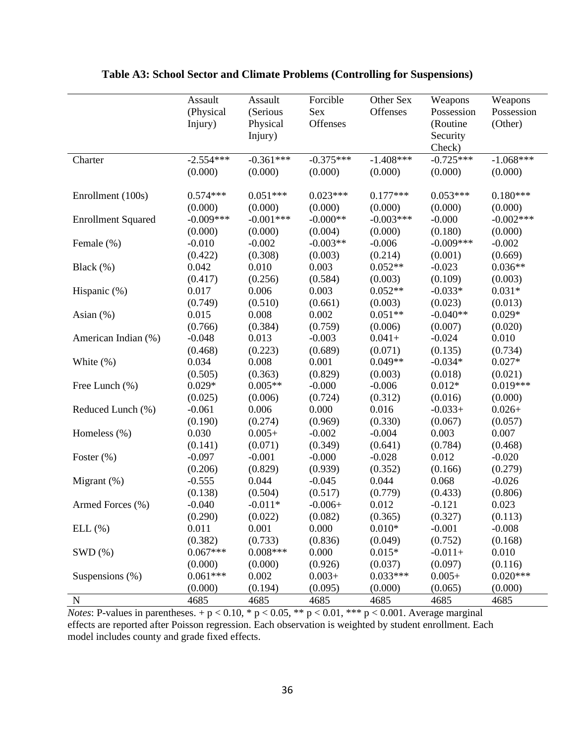**Table A3: School Sector and Climate Problems (Controlling for Suspensions)**

| | Assault (Physical Injury) | Assault (Serious Physical Injury) | Forcible Sex Offenses | Other Sex Offenses | Weapons Possession (Routine Security Check) | Weapons Possession (Other) |
|---|---|---|---|---|---|---|
| Charter | -2.554*** | -0.361*** | -0.375*** | -1.408*** | -0.725*** | -1.068*** |
| | (0.000) | (0.000) | (0.000) | (0.000) | (0.000) | (0.000) |
| Enrollment (100s) | 0.574*** | 0.051*** | 0.023*** | 0.177*** | 0.053*** | 0.180*** |
| | (0.000) | (0.000) | (0.000) | (0.000) | (0.000) | (0.000) |
| Enrollment Squared | -0.009*** | -0.001*** | -0.000** | -0.003*** | -0.000 | -0.002*** |
| | (0.000) | (0.000) | (0.004) | (0.000) | (0.180) | (0.000) |
| Female (%) | -0.010 | -0.002 | -0.003** | -0.006 | -0.009*** | -0.002 |
| | (0.422) | (0.308) | (0.003) | (0.214) | (0.001) | (0.669) |
| Black (%) | 0.042 | 0.010 | 0.003 | 0.052** | -0.023 | 0.036** |
| | (0.417) | (0.256) | (0.584) | (0.003) | (0.109) | (0.003) |
| Hispanic (%) | 0.017 | 0.006 | 0.003 | 0.052** | -0.033* | 0.031* |
| | (0.749) | (0.510) | (0.661) | (0.003) | (0.023) | (0.013) |
| Asian (%) | 0.015 | 0.008 | 0.002 | 0.051** | -0.040** | 0.029* |
| | (0.766) | (0.384) | (0.759) | (0.006) | (0.007) | (0.020) |
| American Indian (%) | -0.048 | 0.013 | -0.003 | 0.041+ | -0.024 | 0.010 |
| | (0.468) | (0.223) | (0.689) | (0.071) | (0.135) | (0.734) |
| White (%) | 0.034 | 0.008 | 0.001 | 0.049** | -0.034* | 0.027* |
| | (0.505) | (0.363) | (0.829) | (0.003) | (0.018) | (0.021) |
| Free Lunch (%) | 0.029* | 0.005** | -0.000 | -0.006 | 0.012* | 0.019*** |
| | (0.025) | (0.006) | (0.724) | (0.312) | (0.016) | (0.000) |
| Reduced Lunch (%) | -0.061 | 0.006 | 0.000 | 0.016 | -0.033+ | 0.026+ |
| | (0.190) | (0.274) | (0.969) | (0.330) | (0.067) | (0.057) |
| Homeless (%) | 0.030 | 0.005+ | -0.002 | -0.004 | 0.003 | 0.007 |
| | (0.141) | (0.071) | (0.349) | (0.641) | (0.784) | (0.468) |
| Foster (%) | -0.097 | -0.001 | -0.000 | -0.028 | 0.012 | -0.020 |
| | (0.206) | (0.829) | (0.939) | (0.352) | (0.166) | (0.279) |
| Migrant (%) | -0.555 | 0.044 | -0.045 | 0.044 | 0.068 | -0.026 |
| | (0.138) | (0.504) | (0.517) | (0.779) | (0.433) | (0.806) |
| Armed Forces (%) | -0.040 | -0.011* | -0.006+ | 0.012 | -0.121 | 0.023 |
| | (0.290) | (0.022) | (0.082) | (0.365) | (0.327) | (0.113) |
| ELL (%) | 0.011 | 0.001 | 0.000 | 0.010* | -0.001 | -0.008 |
| | (0.382) | (0.733) | (0.836) | (0.049) | (0.752) | (0.168) |
| SWD (%) | 0.067*** | 0.008*** | 0.000 | 0.015* | -0.011+ | 0.010 |
| | (0.000) | (0.000) | (0.926) | (0.037) | (0.097) | (0.116) |
| Suspensions (%) | 0.061*** | 0.002 | 0.003+ | 0.033*** | 0.005+ | 0.020*** |
| | (0.000) | (0.194) | (0.095) | (0.000) | (0.065) | (0.000) |
| N | 4685 | 4685 | 4685 | 4685 | 4685 | 4685 |

*Notes*: P-values in parentheses. + $p < 0.10$, * $p < 0.05$, ** $p < 0.01$, *** $p < 0.001$. Average marginal effects are reported after Poisson regression. Each observation is weighted by student enrollment. Each model includes county and grade fixed effects.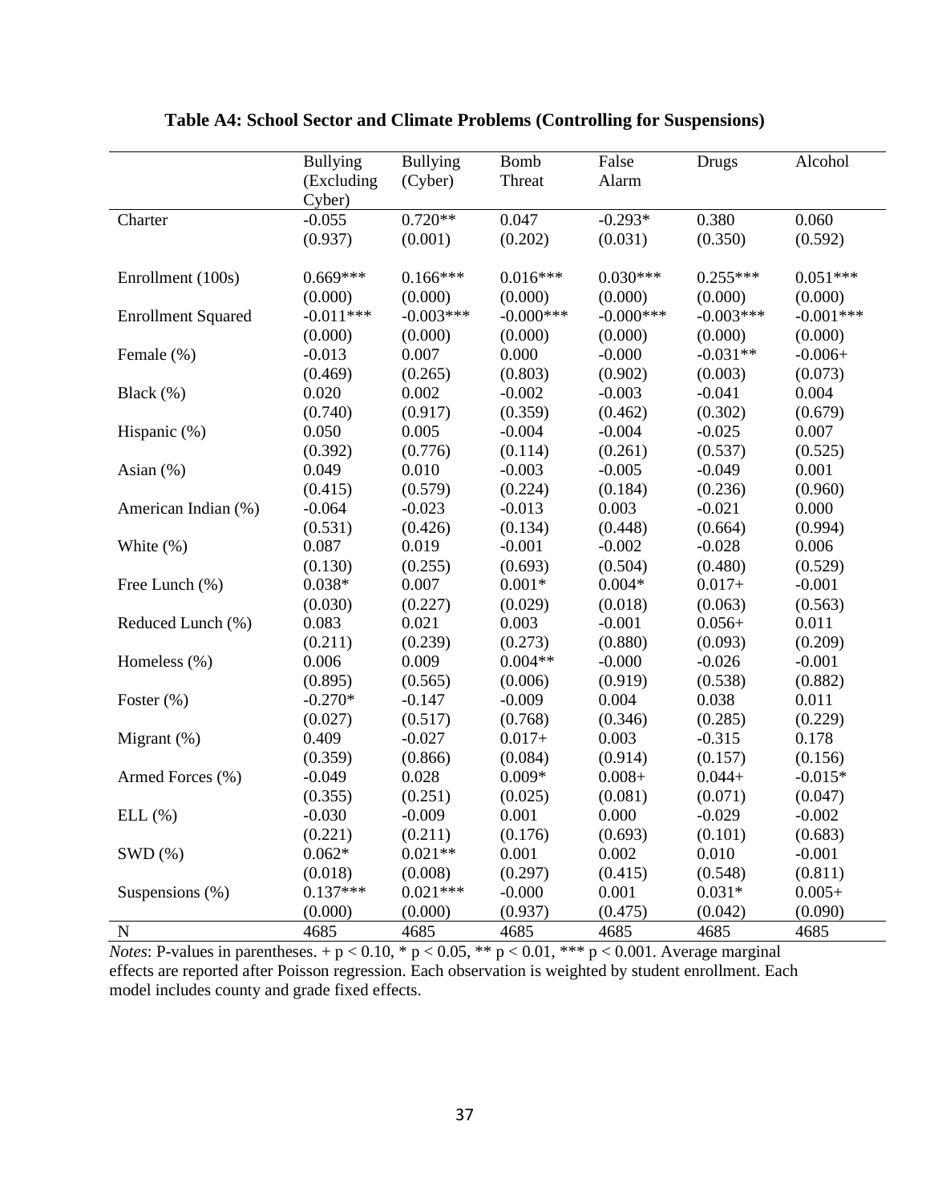**Table A4: School Sector and Climate Problems (Controlling for Suspensions)**

| | Bullying (Excluding Cyber) | Bullying (Cyber) | Bomb Threat | False Alarm | Drugs | Alcohol |
|---|---|---|---|---|---|---|
| Charter | -0.055 | 0.720** | 0.047 | -0.293* | 0.380 | 0.060 |
| | (0.937) | (0.001) | (0.202) | (0.031) | (0.350) | (0.592) |
| Enrollment (100s) | 0.669*** | 0.166*** | 0.016*** | 0.030*** | 0.255*** | 0.051*** |
| | (0.000) | (0.000) | (0.000) | (0.000) | (0.000) | (0.000) |
| Enrollment Squared | -0.011*** | -0.003*** | -0.000*** | -0.000*** | -0.003*** | -0.001*** |
| | (0.000) | (0.000) | (0.000) | (0.000) | (0.000) | (0.000) |
| Female (%) | -0.013 | 0.007 | 0.000 | -0.000 | -0.031** | -0.006+ |
| | (0.469) | (0.265) | (0.803) | (0.902) | (0.003) | (0.073) |
| Black (%) | 0.020 | 0.002 | -0.002 | -0.003 | -0.041 | 0.004 |
| | (0.740) | (0.917) | (0.359) | (0.462) | (0.302) | (0.679) |
| Hispanic (%) | 0.050 | 0.005 | -0.004 | -0.004 | -0.025 | 0.007 |
| | (0.392) | (0.776) | (0.114) | (0.261) | (0.537) | (0.525) |
| Asian (%) | 0.049 | 0.010 | -0.003 | -0.005 | -0.049 | 0.001 |
| | (0.415) | (0.579) | (0.224) | (0.184) | (0.236) | (0.960) |
| American Indian (%) | -0.064 | -0.023 | -0.013 | 0.003 | -0.021 | 0.000 |
| | (0.531) | (0.426) | (0.134) | (0.448) | (0.664) | (0.994) |
| White (%) | 0.087 | 0.019 | -0.001 | -0.002 | -0.028 | 0.006 |
| | (0.130) | (0.255) | (0.693) | (0.504) | (0.480) | (0.529) |
| Free Lunch (%) | 0.038* | 0.007 | 0.001* | 0.004* | 0.017+ | -0.001 |
| | (0.030) | (0.227) | (0.029) | (0.018) | (0.063) | (0.563) |
| Reduced Lunch (%) | 0.083 | 0.021 | 0.003 | -0.001 | 0.056+ | 0.011 |
| | (0.211) | (0.239) | (0.273) | (0.880) | (0.093) | (0.209) |
| Homeless (%) | 0.006 | 0.009 | 0.004** | -0.000 | -0.026 | -0.001 |
| | (0.895) | (0.565) | (0.006) | (0.919) | (0.538) | (0.882) |
| Foster (%) | -0.270* | -0.147 | -0.009 | 0.004 | 0.038 | 0.011 |
| | (0.027) | (0.517) | (0.768) | (0.346) | (0.285) | (0.229) |
| Migrant (%) | 0.409 | -0.027 | 0.017+ | 0.003 | -0.315 | 0.178 |
| | (0.359) | (0.866) | (0.084) | (0.914) | (0.157) | (0.156) |
| Armed Forces (%) | -0.049 | 0.028 | 0.009* | 0.008+ | 0.044+ | -0.015* |
| | (0.355) | (0.251) | (0.025) | (0.081) | (0.071) | (0.047) |
| ELL (%) | -0.030 | -0.009 | 0.001 | 0.000 | -0.029 | -0.002 |
| | (0.221) | (0.211) | (0.176) | (0.693) | (0.101) | (0.683) |
| SWD (%) | 0.062* | 0.021** | 0.001 | 0.002 | 0.010 | -0.001 |
| | (0.018) | (0.008) | (0.297) | (0.415) | (0.548) | (0.811) |
| Suspensions (%) | 0.137*** | 0.021*** | -0.000 | 0.001 | 0.031* | 0.005+ |
| | (0.000) | (0.000) | (0.937) | (0.475) | (0.042) | (0.090) |
| N | 4685 | 4685 | 4685 | 4685 | 4685 | 4685 |

*Notes*: P-values in parentheses. + p < 0.10, * p < 0.05, ** p < 0.01, *** p < 0.001. Average marginal effects are reported after Poisson regression. Each observation is weighted by student enrollment. Each model includes county and grade fixed effects.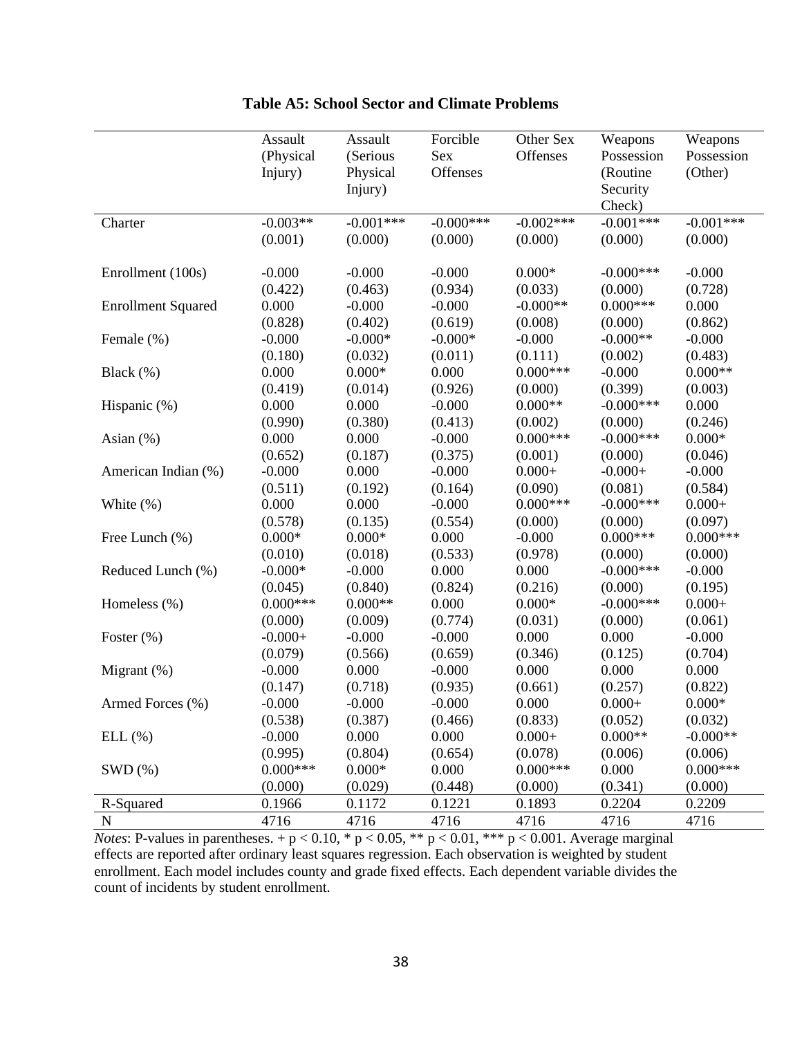**Table A5: School Sector and Climate Problems**

| | Assault (Physical Injury) | Assault (Serious Physical Injury) | Forcible Sex Offenses | Other Sex Offenses | Weapons Possession (Routine Security Check) | Weapons Possession (Other) |
|---|---|---|---|---|---|---|
| Charter | -0.003** | -0.001*** | -0.000*** | -0.002*** | -0.001*** | -0.001*** |
| | (0.001) | (0.000) | (0.000) | (0.000) | (0.000) | (0.000) |
| Enrollment (100s) | -0.000 | -0.000 | -0.000 | 0.000* | -0.000*** | -0.000 |
| | (0.422) | (0.463) | (0.934) | (0.033) | (0.000) | (0.728) |
| Enrollment Squared | 0.000 | -0.000 | -0.000 | -0.000** | 0.000*** | 0.000 |
| | (0.828) | (0.402) | (0.619) | (0.008) | (0.000) | (0.862) |
| Female (%) | -0.000 | -0.000* | -0.000* | -0.000 | -0.000** | -0.000 |
| | (0.180) | (0.032) | (0.011) | (0.111) | (0.002) | (0.483) |
| Black (%) | 0.000 | 0.000* | 0.000 | 0.000*** | -0.000 | 0.000** |
| | (0.419) | (0.014) | (0.926) | (0.000) | (0.399) | (0.003) |
| Hispanic (%) | 0.000 | 0.000 | -0.000 | 0.000** | -0.000*** | 0.000 |
| | (0.990) | (0.380) | (0.413) | (0.002) | (0.000) | (0.246) |
| Asian (%) | 0.000 | 0.000 | -0.000 | 0.000*** | -0.000*** | 0.000* |
| | (0.652) | (0.187) | (0.375) | (0.001) | (0.000) | (0.046) |
| American Indian (%) | -0.000 | 0.000 | -0.000 | 0.000+ | -0.000+ | -0.000 |
| | (0.511) | (0.192) | (0.164) | (0.090) | (0.081) | (0.584) |
| White (%) | 0.000 | 0.000 | -0.000 | 0.000*** | -0.000*** | 0.000+ |
| | (0.578) | (0.135) | (0.554) | (0.000) | (0.000) | (0.097) |
| Free Lunch (%) | 0.000* | 0.000* | 0.000 | -0.000 | 0.000*** | 0.000*** |
| | (0.010) | (0.018) | (0.533) | (0.978) | (0.000) | (0.000) |
| Reduced Lunch (%) | -0.000* | -0.000 | 0.000 | 0.000 | -0.000*** | -0.000 |
| | (0.045) | (0.840) | (0.824) | (0.216) | (0.000) | (0.195) |
| Homeless (%) | 0.000*** | 0.000** | 0.000 | 0.000* | -0.000*** | 0.000+ |
| | (0.000) | (0.009) | (0.774) | (0.031) | (0.000) | (0.061) |
| Foster (%) | -0.000+ | -0.000 | -0.000 | 0.000 | 0.000 | -0.000 |
| | (0.079) | (0.566) | (0.659) | (0.346) | (0.125) | (0.704) |
| Migrant (%) | -0.000 | 0.000 | -0.000 | 0.000 | 0.000 | 0.000 |
| | (0.147) | (0.718) | (0.935) | (0.661) | (0.257) | (0.822) |
| Armed Forces (%) | -0.000 | -0.000 | -0.000 | 0.000 | 0.000+ | 0.000* |
| | (0.538) | (0.387) | (0.466) | (0.833) | (0.052) | (0.032) |
| ELL (%) | -0.000 | 0.000 | 0.000 | 0.000+ | 0.000** | -0.000** |
| | (0.995) | (0.804) | (0.654) | (0.078) | (0.006) | (0.006) |
| SWD (%) | 0.000*** | 0.000* | 0.000 | 0.000*** | 0.000 | 0.000*** |
| | (0.000) | (0.029) | (0.448) | (0.000) | (0.341) | (0.000) |
| R-Squared | 0.1966 | 0.1172 | 0.1221 | 0.1893 | 0.2204 | 0.2209 |
| N | 4716 | 4716 | 4716 | 4716 | 4716 | 4716 |

*Notes*: P-values in parentheses. + $p < 0.10$, * $p < 0.05$, ** $p < 0.01$, *** $p < 0.001$. Average marginal effects are reported after ordinary least squares regression. Each observation is weighted by student enrollment. Each model includes county and grade fixed effects. Each dependent variable divides the count of incidents by student enrollment.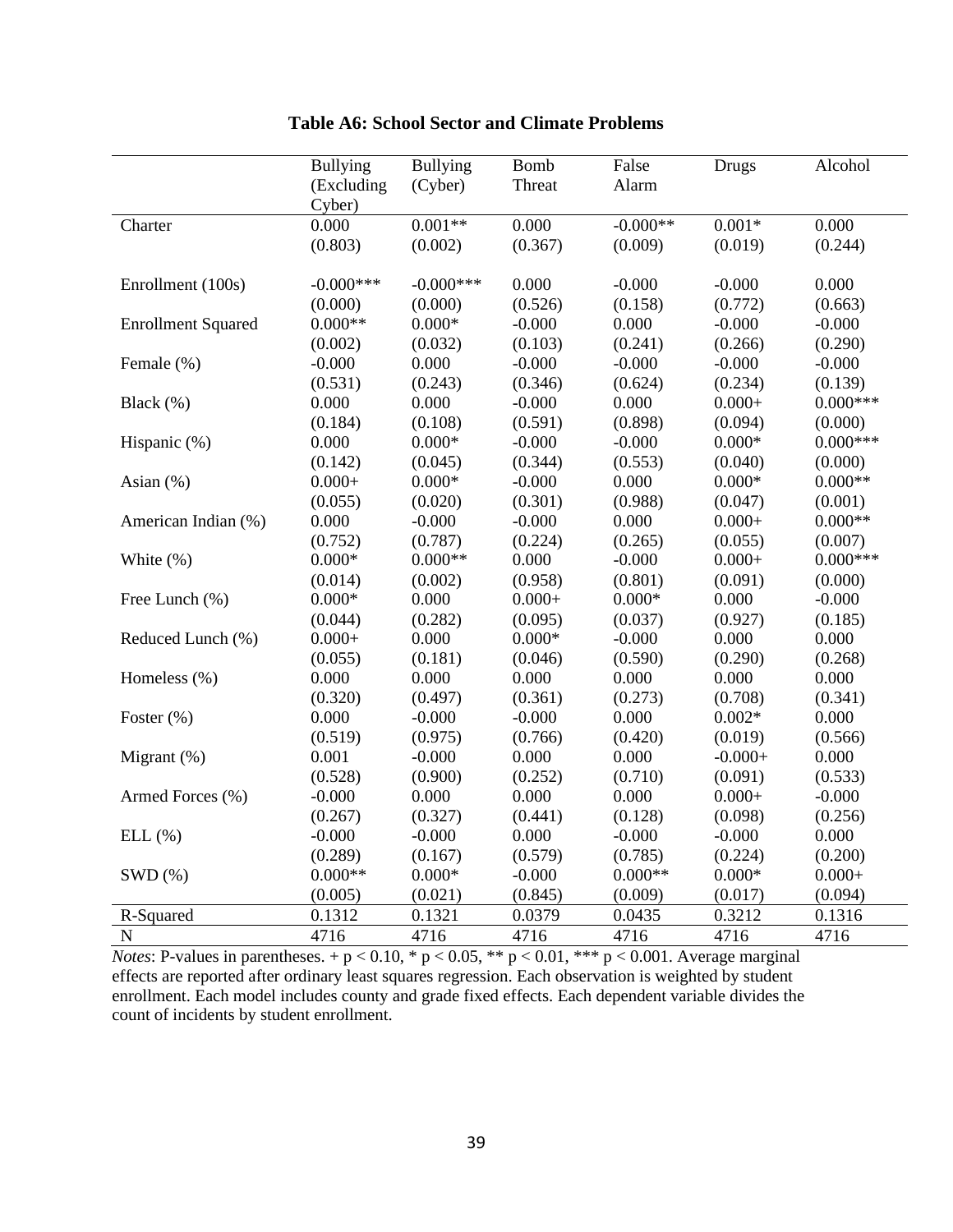**Table A6: School Sector and Climate Problems**

| | Bullying (Excluding Cyber) | Bullying (Cyber) | Bomb Threat | False Alarm | Drugs | Alcohol |
|---|---|---|---|---|---|---|
| Charter | 0.000 | 0.001** | 0.000 | -0.000** | 0.001* | 0.000 |
| | (0.803) | (0.002) | (0.367) | (0.009) | (0.019) | (0.244) |
| Enrollment (100s) | -0.000*** | -0.000*** | 0.000 | -0.000 | -0.000 | 0.000 |
| | (0.000) | (0.000) | (0.526) | (0.158) | (0.772) | (0.663) |
| Enrollment Squared | 0.000** | 0.000* | -0.000 | 0.000 | -0.000 | -0.000 |
| | (0.002) | (0.032) | (0.103) | (0.241) | (0.266) | (0.290) |
| Female (%) | -0.000 | 0.000 | -0.000 | -0.000 | -0.000 | -0.000 |
| | (0.531) | (0.243) | (0.346) | (0.624) | (0.234) | (0.139) |
| Black (%) | 0.000 | 0.000 | -0.000 | 0.000 | 0.000+ | 0.000*** |
| | (0.184) | (0.108) | (0.591) | (0.898) | (0.094) | (0.000) |
| Hispanic (%) | 0.000 | 0.000* | -0.000 | -0.000 | 0.000* | 0.000*** |
| | (0.142) | (0.045) | (0.344) | (0.553) | (0.040) | (0.000) |
| Asian (%) | 0.000+ | 0.000* | -0.000 | 0.000 | 0.000* | 0.000** |
| | (0.055) | (0.020) | (0.301) | (0.988) | (0.047) | (0.001) |
| American Indian (%) | 0.000 | -0.000 | -0.000 | 0.000 | 0.000+ | 0.000** |
| | (0.752) | (0.787) | (0.224) | (0.265) | (0.055) | (0.007) |
| White (%) | 0.000* | 0.000** | 0.000 | -0.000 | 0.000+ | 0.000*** |
| | (0.014) | (0.002) | (0.958) | (0.801) | (0.091) | (0.000) |
| Free Lunch (%) | 0.000* | 0.000 | 0.000+ | 0.000* | 0.000 | -0.000 |
| | (0.044) | (0.282) | (0.095) | (0.037) | (0.927) | (0.185) |
| Reduced Lunch (%) | 0.000+ | 0.000 | 0.000* | -0.000 | 0.000 | 0.000 |
| | (0.055) | (0.181) | (0.046) | (0.590) | (0.290) | (0.268) |
| Homeless (%) | 0.000 | 0.000 | 0.000 | 0.000 | 0.000 | 0.000 |
| | (0.320) | (0.497) | (0.361) | (0.273) | (0.708) | (0.341) |
| Foster (%) | 0.000 | -0.000 | -0.000 | 0.000 | 0.002* | 0.000 |
| | (0.519) | (0.975) | (0.766) | (0.420) | (0.019) | (0.566) |
| Migrant (%) | 0.001 | -0.000 | 0.000 | 0.000 | -0.000+ | 0.000 |
| | (0.528) | (0.900) | (0.252) | (0.710) | (0.091) | (0.533) |
| Armed Forces (%) | -0.000 | 0.000 | 0.000 | 0.000 | 0.000+ | -0.000 |
| | (0.267) | (0.327) | (0.441) | (0.128) | (0.098) | (0.256) |
| ELL (%) | -0.000 | -0.000 | 0.000 | -0.000 | -0.000 | 0.000 |
| | (0.289) | (0.167) | (0.579) | (0.785) | (0.224) | (0.200) |
| SWD (%) | 0.000** | 0.000* | -0.000 | 0.000** | 0.000* | 0.000+ |
| | (0.005) | (0.021) | (0.845) | (0.009) | (0.017) | (0.094) |
| R-Squared | 0.1312 | 0.1321 | 0.0379 | 0.0435 | 0.3212 | 0.1316 |
| N | 4716 | 4716 | 4716 | 4716 | 4716 | 4716 |

*Notes*: P-values in parentheses. + $p < 0.10$, * $p < 0.05$, ** $p < 0.01$, *** $p < 0.001$. Average marginal effects are reported after ordinary least squares regression. Each observation is weighted by student enrollment. Each model includes county and grade fixed effects. Each dependent variable divides the count of incidents by student enrollment.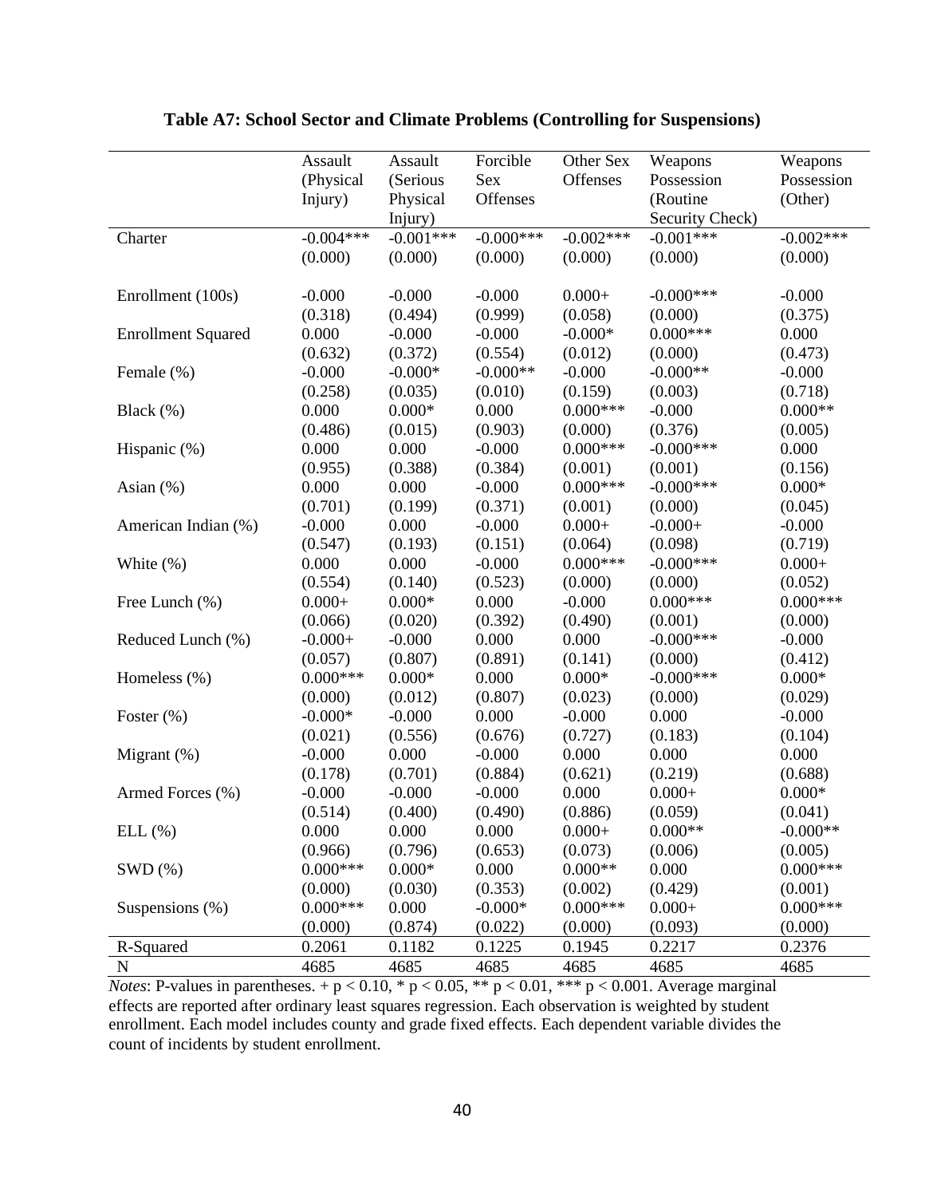**Table A7: School Sector and Climate Problems (Controlling for Suspensions)**

| | Assault (Physical Injury) | Assault (Serious Physical Injury) | Forcible Sex Offenses | Other Sex Offenses | Weapons Possession (Routine Security Check) | Weapons Possession (Other) |
|---|---|---|---|---|---|---|
| Charter | -0.004*** | -0.001*** | -0.000*** | -0.002*** | -0.001*** | -0.002*** |
| | (0.000) | (0.000) | (0.000) | (0.000) | (0.000) | (0.000) |
| Enrollment (100s) | -0.000 | -0.000 | -0.000 | 0.000+ | -0.000*** | -0.000 |
| | (0.318) | (0.494) | (0.999) | (0.058) | (0.000) | (0.375) |
| Enrollment Squared | 0.000 | -0.000 | -0.000 | -0.000* | 0.000*** | 0.000 |
| | (0.632) | (0.372) | (0.554) | (0.012) | (0.000) | (0.473) |
| Female (%) | -0.000 | -0.000* | -0.000** | -0.000 | -0.000** | -0.000 |
| | (0.258) | (0.035) | (0.010) | (0.159) | (0.003) | (0.718) |
| Black (%) | 0.000 | 0.000* | 0.000 | 0.000*** | -0.000 | 0.000** |
| | (0.486) | (0.015) | (0.903) | (0.000) | (0.376) | (0.005) |
| Hispanic (%) | 0.000 | 0.000 | -0.000 | 0.000*** | -0.000*** | 0.000 |
| | (0.955) | (0.388) | (0.384) | (0.001) | (0.001) | (0.156) |
| Asian (%) | 0.000 | 0.000 | -0.000 | 0.000*** | -0.000*** | 0.000* |
| | (0.701) | (0.199) | (0.371) | (0.001) | (0.000) | (0.045) |
| American Indian (%) | -0.000 | 0.000 | -0.000 | 0.000+ | -0.000+ | -0.000 |
| | (0.547) | (0.193) | (0.151) | (0.064) | (0.098) | (0.719) |
| White (%) | 0.000 | 0.000 | -0.000 | 0.000*** | -0.000*** | 0.000+ |
| | (0.554) | (0.140) | (0.523) | (0.000) | (0.000) | (0.052) |
| Free Lunch (%) | 0.000+ | 0.000* | 0.000 | -0.000 | 0.000*** | 0.000*** |
| | (0.066) | (0.020) | (0.392) | (0.490) | (0.001) | (0.000) |
| Reduced Lunch (%) | -0.000+ | -0.000 | 0.000 | 0.000 | -0.000*** | -0.000 |
| | (0.057) | (0.807) | (0.891) | (0.141) | (0.000) | (0.412) |
| Homeless (%) | 0.000*** | 0.000* | 0.000 | 0.000* | -0.000*** | 0.000* |
| | (0.000) | (0.012) | (0.807) | (0.023) | (0.000) | (0.029) |
| Foster (%) | -0.000* | -0.000 | 0.000 | -0.000 | 0.000 | -0.000 |
| | (0.021) | (0.556) | (0.676) | (0.727) | (0.183) | (0.104) |
| Migrant (%) | -0.000 | 0.000 | -0.000 | 0.000 | 0.000 | 0.000 |
| | (0.178) | (0.701) | (0.884) | (0.621) | (0.219) | (0.688) |
| Armed Forces (%) | -0.000 | -0.000 | -0.000 | 0.000 | 0.000+ | 0.000* |
| | (0.514) | (0.400) | (0.490) | (0.886) | (0.059) | (0.041) |
| ELL (%) | 0.000 | 0.000 | 0.000 | 0.000+ | 0.000** | -0.000** |
| | (0.966) | (0.796) | (0.653) | (0.073) | (0.006) | (0.005) |
| SWD (%) | 0.000*** | 0.000* | 0.000 | 0.000** | 0.000 | 0.000*** |
| | (0.000) | (0.030) | (0.353) | (0.002) | (0.429) | (0.001) |
| Suspensions (%) | 0.000*** | 0.000 | -0.000* | 0.000*** | 0.000+ | 0.000*** |
| | (0.000) | (0.874) | (0.022) | (0.000) | (0.093) | (0.000) |
| R-Squared | 0.2061 | 0.1182 | 0.1225 | 0.1945 | 0.2217 | 0.2376 |
| N | 4685 | 4685 | 4685 | 4685 | 4685 | 4685 |

*Notes*: P-values in parentheses. + $p < 0.10$, * $p < 0.05$, ** $p < 0.01$, *** $p < 0.001$. Average marginal effects are reported after ordinary least squares regression. Each observation is weighted by student enrollment. Each model includes county and grade fixed effects. Each dependent variable divides the count of incidents by student enrollment.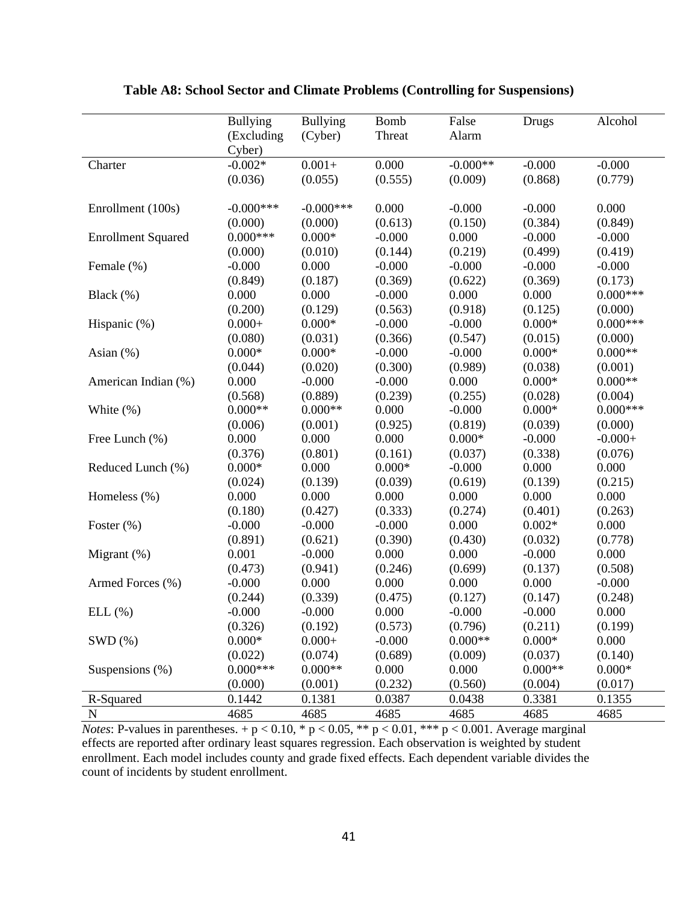**Table A8: School Sector and Climate Problems (Controlling for Suspensions)**

| | Bullying (Excluding Cyber) | Bullying (Cyber) | Bomb Threat | False Alarm | Drugs | Alcohol |
|---|---|---|---|---|---|---|
| Charter | -0.002* | 0.001+ | 0.000 | -0.000** | -0.000 | -0.000 |
| | (0.036) | (0.055) | (0.555) | (0.009) | (0.868) | (0.779) |
| Enrollment (100s) | -0.000*** | -0.000*** | 0.000 | -0.000 | -0.000 | 0.000 |
| | (0.000) | (0.000) | (0.613) | (0.150) | (0.384) | (0.849) |
| Enrollment Squared | 0.000*** | 0.000* | -0.000 | 0.000 | -0.000 | -0.000 |
| | (0.000) | (0.010) | (0.144) | (0.219) | (0.499) | (0.419) |
| Female (%) | -0.000 | 0.000 | -0.000 | -0.000 | -0.000 | -0.000 |
| | (0.849) | (0.187) | (0.369) | (0.622) | (0.369) | (0.173) |
| Black (%) | 0.000 | 0.000 | -0.000 | 0.000 | 0.000 | 0.000*** |
| | (0.200) | (0.129) | (0.563) | (0.918) | (0.125) | (0.000) |
| Hispanic (%) | 0.000+ | 0.000* | -0.000 | -0.000 | 0.000* | 0.000*** |
| | (0.080) | (0.031) | (0.366) | (0.547) | (0.015) | (0.000) |
| Asian (%) | 0.000* | 0.000* | -0.000 | -0.000 | 0.000* | 0.000** |
| | (0.044) | (0.020) | (0.300) | (0.989) | (0.038) | (0.001) |
| American Indian (%) | 0.000 | -0.000 | -0.000 | 0.000 | 0.000* | 0.000** |
| | (0.568) | (0.889) | (0.239) | (0.255) | (0.028) | (0.004) |
| White (%) | 0.000** | 0.000** | 0.000 | -0.000 | 0.000* | 0.000*** |
| | (0.006) | (0.001) | (0.925) | (0.819) | (0.039) | (0.000) |
| Free Lunch (%) | 0.000 | 0.000 | 0.000 | 0.000* | -0.000 | -0.000+ |
| | (0.376) | (0.801) | (0.161) | (0.037) | (0.338) | (0.076) |
| Reduced Lunch (%) | 0.000* | 0.000 | 0.000* | -0.000 | 0.000 | 0.000 |
| | (0.024) | (0.139) | (0.039) | (0.619) | (0.139) | (0.215) |
| Homeless (%) | 0.000 | 0.000 | 0.000 | 0.000 | 0.000 | 0.000 |
| | (0.180) | (0.427) | (0.333) | (0.274) | (0.401) | (0.263) |
| Foster (%) | -0.000 | -0.000 | -0.000 | 0.000 | 0.002* | 0.000 |
| | (0.891) | (0.621) | (0.390) | (0.430) | (0.032) | (0.778) |
| Migrant (%) | 0.001 | -0.000 | 0.000 | 0.000 | -0.000 | 0.000 |
| | (0.473) | (0.941) | (0.246) | (0.699) | (0.137) | (0.508) |
| Armed Forces (%) | -0.000 | 0.000 | 0.000 | 0.000 | 0.000 | -0.000 |
| | (0.244) | (0.339) | (0.475) | (0.127) | (0.147) | (0.248) |
| ELL (%) | -0.000 | -0.000 | 0.000 | -0.000 | -0.000 | 0.000 |
| | (0.326) | (0.192) | (0.573) | (0.796) | (0.211) | (0.199) |
| SWD (%) | 0.000* | 0.000+ | -0.000 | 0.000** | 0.000* | 0.000 |
| | (0.022) | (0.074) | (0.689) | (0.009) | (0.037) | (0.140) |
| Suspensions (%) | 0.000*** | 0.000** | 0.000 | 0.000 | 0.000** | 0.000* |
| | (0.000) | (0.001) | (0.232) | (0.560) | (0.004) | (0.017) |
| R-Squared | 0.1442 | 0.1381 | 0.0387 | 0.0438 | 0.3381 | 0.1355 |
| N | 4685 | 4685 | 4685 | 4685 | 4685 | 4685 |

*Notes*: P-values in parentheses. + p < 0.10, * p < 0.05, ** p < 0.01, *** p < 0.001. Average marginal effects are reported after ordinary least squares regression. Each observation is weighted by student enrollment. Each model includes county and grade fixed effects. Each dependent variable divides the count of incidents by student enrollment.